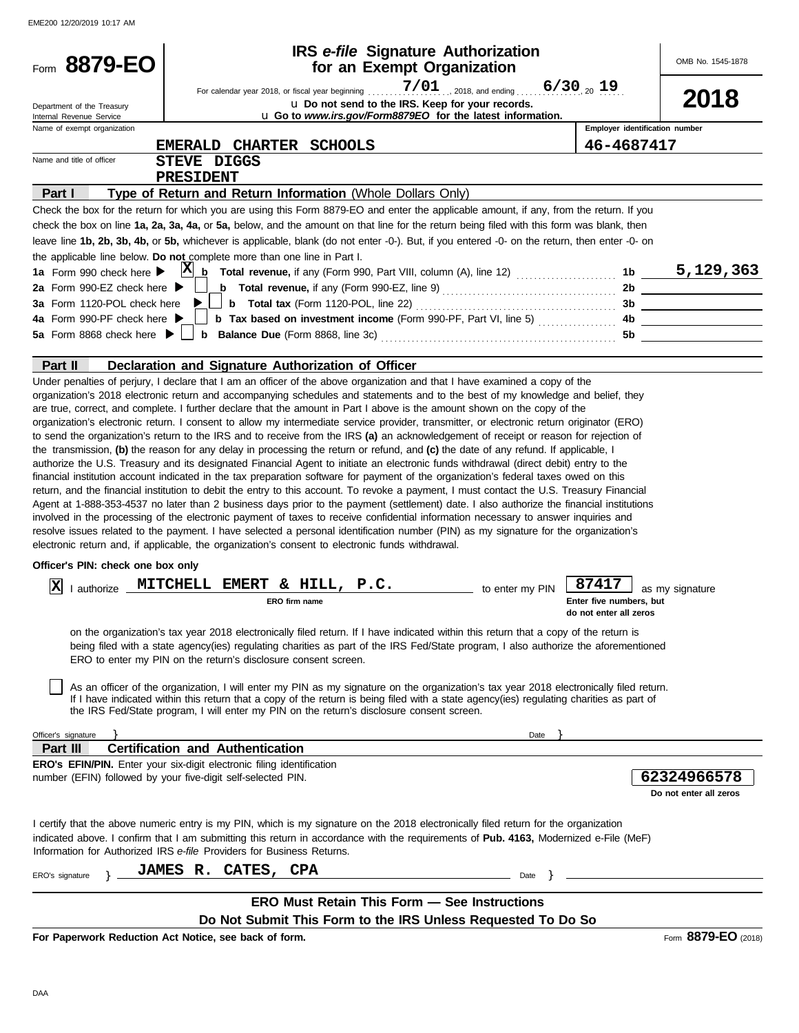Form **8879-EO**

Department of the Treasury
Internal Revenue Service

# IRS *e-file* Signature Authorization for an Exempt Organization

OMB No. 1545-1878

**2018**

For calendar year 2018, or fiscal year beginning 7/01, 2018, and ending 6/30, 20 19

u Do not send to the IRS. Keep for your records.

u Go to *www.irs.gov/Form8879EO* for the latest information.

Name of exempt organization: EMERALD CHARTER SCHOOLS

Employer identification number: 46-4687417

Name and title of officer: STEVE DIGGS
PRESIDENT

**Part I — Type of Return and Return Information** (Whole Dollars Only)

Check the box for the return for which you are using this Form 8879-EO and enter the applicable amount, if any, from the return. If you check the box on line **1a, 2a, 3a, 4a,** or **5a,** below, and the amount on that line for the return being filed with this form was blank, then leave line **1b, 2b, 3b, 4b,** or **5b,** whichever is applicable, blank (do not enter -0-). But, if you entered -0- on the return, then enter -0- on the applicable line below. **Do not** complete more than one line in Part I.

| | | | |
|---|---|---|---|
| **1a** Form 990 check here ▶ [X] | **b Total revenue,** if any (Form 990, Part VIII, column (A), line 12) | **1b** | 5,129,363 |
| **2a** Form 990-EZ check here ▶ [ ] | **b Total revenue,** if any (Form 990-EZ, line 9) | **2b** | |
| **3a** Form 1120-POL check here ▶ [ ] | **b Total tax** (Form 1120-POL, line 22) | **3b** | |
| **4a** Form 990-PF check here ▶ [ ] | **b Tax based on investment income** (Form 990-PF, Part VI, line 5) | **4b** | |
| **5a** Form 8868 check here ▶ [ ] | **b Balance Due** (Form 8868, line 3c) | **5b** | |

**Part II — Declaration and Signature Authorization of Officer**

Under penalties of perjury, I declare that I am an officer of the above organization and that I have examined a copy of the organization's 2018 electronic return and accompanying schedules and statements and to the best of my knowledge and belief, they are true, correct, and complete. I further declare that the amount in Part I above is the amount shown on the copy of the organization's electronic return. I consent to allow my intermediate service provider, transmitter, or electronic return originator (ERO) to send the organization's return to the IRS and to receive from the IRS **(a)** an acknowledgement of receipt or reason for rejection of the transmission, **(b)** the reason for any delay in processing the return or refund, and **(c)** the date of any refund. If applicable, I authorize the U.S. Treasury and its designated Financial Agent to initiate an electronic funds withdrawal (direct debit) entry to the financial institution account indicated in the tax preparation software for payment of the organization's federal taxes owed on this return, and the financial institution to debit the entry to this account. To revoke a payment, I must contact the U.S. Treasury Financial Agent at 1-888-353-4537 no later than 2 business days prior to the payment (settlement) date. I also authorize the financial institutions involved in the processing of the electronic payment of taxes to receive confidential information necessary to answer inquiries and resolve issues related to the payment. I have selected a personal identification number (PIN) as my signature for the organization's electronic return and, if applicable, the organization's consent to electronic funds withdrawal.

**Officer's PIN: check one box only**

[X] I authorize MITCHELL EMERT & HILL, P.C. (ERO firm name) to enter my PIN 87417 (Enter five numbers, but do not enter all zeros) as my signature on the organization's tax year 2018 electronically filed return. If I have indicated within this return that a copy of the return is being filed with a state agency(ies) regulating charities as part of the IRS Fed/State program, I also authorize the aforementioned ERO to enter my PIN on the return's disclosure consent screen.

[ ] As an officer of the organization, I will enter my PIN as my signature on the organization's tax year 2018 electronically filed return. If I have indicated within this return that a copy of the return is being filed with a state agency(ies) regulating charities as part of the IRS Fed/State program, I will enter my PIN on the return's disclosure consent screen.

Officer's signature } Date }

**Part III — Certification and Authentication**

**ERO's EFIN/PIN.** Enter your six-digit electronic filing identification number (EFIN) followed by your five-digit self-selected PIN.

62324966578
Do not enter all zeros

I certify that the above numeric entry is my PIN, which is my signature on the 2018 electronically filed return for the organization indicated above. I confirm that I am submitting this return in accordance with the requirements of **Pub. 4163,** Modernized e-File (MeF) Information for Authorized IRS *e-file* Providers for Business Returns.

ERO's signature } JAMES R. CATES, CPA Date }

**ERO Must Retain This Form — See Instructions**

**Do Not Submit This Form to the IRS Unless Requested To Do So**

**For Paperwork Reduction Act Notice, see back of form.** Form **8879-EO** (2018)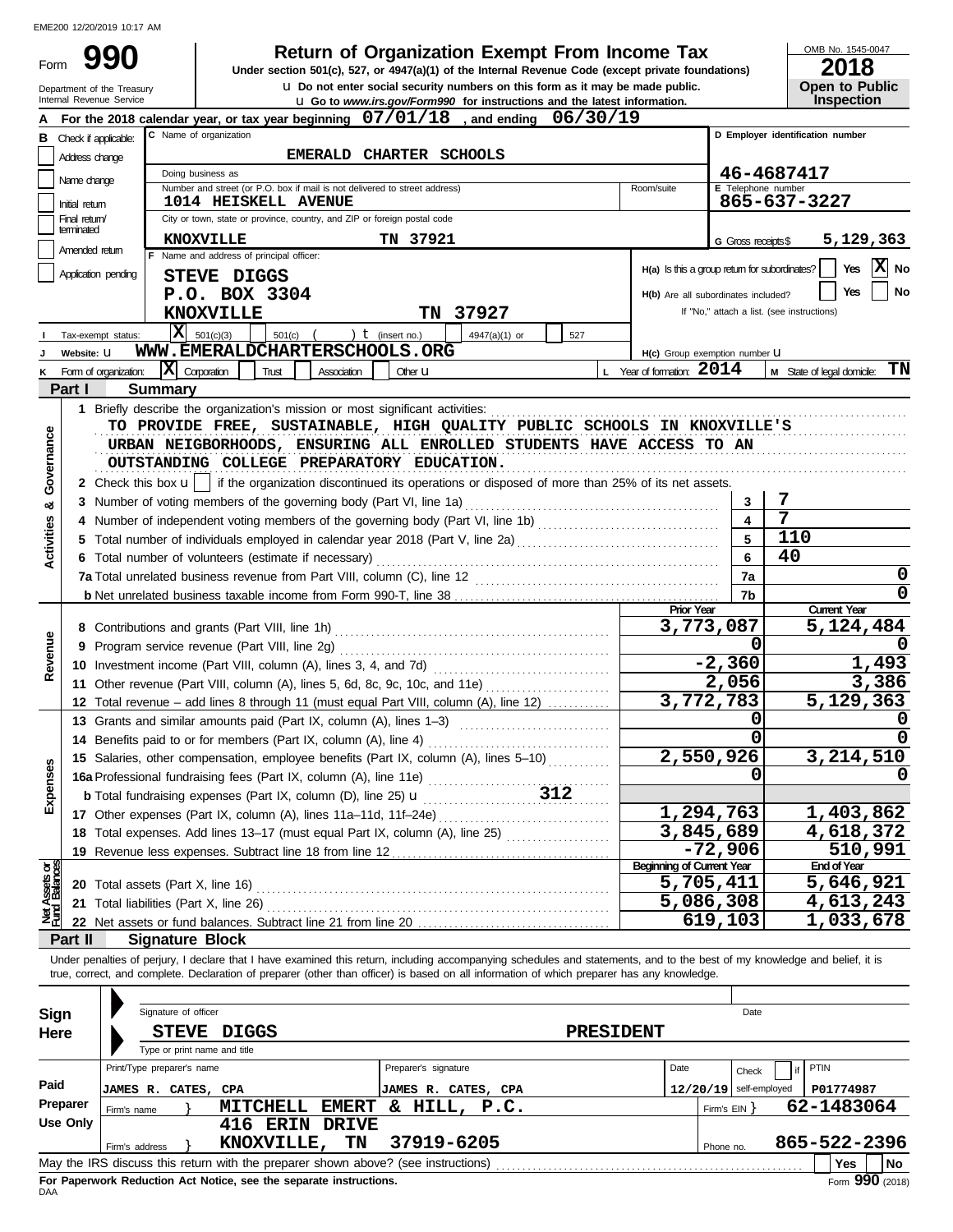EME200 12/20/2019 10:17 AM

# Form 990 — Return of Organization Exempt From Income Tax

Under section 501(c), 527, or 4947(a)(1) of the Internal Revenue Code (except private foundations)

u Do not enter social security numbers on this form as it may be made public.

u Go to *www.irs.gov/Form990* for instructions and the latest information.

Department of the Treasury
Internal Revenue Service

OMB No. 1545-0047

**2018**

**Open to Public Inspection**

**A** For the 2018 calendar year, or tax year beginning **07/01/18**, and ending **06/30/19**

**B** Check if applicable:
- Address change
- Name change
- Initial return
- Final return/terminated
- Amended return
- Application pending

**C** Name of organization: **EMERALD CHARTER SCHOOLS**

Doing business as

Number and street (or P.O. box if mail is not delivered to street address): **1014 HEISKELL AVENUE** Room/suite

City or town, state or province, country, and ZIP or foreign postal code: **KNOXVILLE TN 37921**

**D** Employer identification number: **46-4687417**

**E** Telephone number: **865-637-3227**

**G** Gross receipts $ **5,129,363**

**F** Name and address of principal officer:
**STEVE DIGGS**
**P.O. BOX 3304**
**KNOXVILLE TN 37927**

H(a) Is this a group return for subordinates? Yes [X] No

H(b) Are all subordinates included? Yes No
If "No," attach a list. (see instructions)

**I** Tax-exempt status: [X] 501(c)(3) 501(c) ( ) t (insert no.) 4947(a)(1) or 527

**J** Website: u **WWW.EMERALDCHARTERSCHOOLS.ORG**

H(c) Group exemption number u

**K** Form of organization: [X] Corporation Trust Association Other u

**L** Year of formation: **2014**

**M** State of legal domicile: **TN**

## Part I Summary

**Activities & Governance**

1 Briefly describe the organization's mission or most significant activities:
TO PROVIDE FREE, SUSTAINABLE, HIGH QUALITY PUBLIC SCHOOLS IN KNOXVILLE'S URBAN NEIGBORHOODS, ENSURING ALL ENROLLED STUDENTS HAVE ACCESS TO AN OUTSTANDING COLLEGE PREPARATORY EDUCATION.

2 Check this box u [ ] if the organization discontinued its operations or disposed of more than 25% of its net assets.

| | | | |
|---|---|---|---|
| 3 | Number of voting members of the governing body (Part VI, line 1a) | 3 | 7 |
| 4 | Number of independent voting members of the governing body (Part VI, line 1b) | 4 | 7 |
| 5 | Total number of individuals employed in calendar year 2018 (Part V, line 2a) | 5 | 110 |
| 6 | Total number of volunteers (estimate if necessary) | 6 | 40 |
| 7a | Total unrelated business revenue from Part VIII, column (C), line 12 | 7a | 0 |
| b | Net unrelated business taxable income from Form 990-T, line 38 | 7b | 0 |

| | | Prior Year | Current Year |
|---|---|---|---|
| **Revenue** | | | |
| 8 | Contributions and grants (Part VIII, line 1h) | 3,773,087 | 5,124,484 |
| 9 | Program service revenue (Part VIII, line 2g) | 0 | 0 |
| 10 | Investment income (Part VIII, column (A), lines 3, 4, and 7d) | -2,360 | 1,493 |
| 11 | Other revenue (Part VIII, column (A), lines 5, 6d, 8c, 9c, 10c, and 11e) | 2,056 | 3,386 |
| 12 | Total revenue – add lines 8 through 11 (must equal Part VIII, column (A), line 12) | 3,772,783 | 5,129,363 |
| **Expenses** | | | |
| 13 | Grants and similar amounts paid (Part IX, column (A), lines 1–3) | 0 | 0 |
| 14 | Benefits paid to or for members (Part IX, column (A), line 4) | 0 | 0 |
| 15 | Salaries, other compensation, employee benefits (Part IX, column (A), lines 5–10) | 2,550,926 | 3,214,510 |
| 16a | Professional fundraising fees (Part IX, column (A), line 11e) | 0 | 0 |
| b | Total fundraising expenses (Part IX, column (D), line 25) u 312 | | |
| 17 | Other expenses (Part IX, column (A), lines 11a–11d, 11f–24e) | 1,294,763 | 1,403,862 |
| 18 | Total expenses. Add lines 13–17 (must equal Part IX, column (A), line 25) | 3,845,689 | 4,618,372 |
| 19 | Revenue less expenses. Subtract line 18 from line 12 | -72,906 | 510,991 |

| **Net Assets or Fund Balances** | | Beginning of Current Year | End of Year |
|---|---|---|---|
| 20 | Total assets (Part X, line 16) | 5,705,411 | 5,646,921 |
| 21 | Total liabilities (Part X, line 26) | 5,086,308 | 4,613,243 |
| 22 | Net assets or fund balances. Subtract line 21 from line 20 | 619,103 | 1,033,678 |

## Part II Signature Block

Under penalties of perjury, I declare that I have examined this return, including accompanying schedules and statements, and to the best of my knowledge and belief, it is true, correct, and complete. Declaration of preparer (other than officer) is based on all information of which preparer has any knowledge.

**Sign Here**

Signature of officer — Date

**STEVE DIGGS — PRESIDENT**
Type or print name and title

**Paid Preparer Use Only**

| Print/Type preparer's name | Preparer's signature | Date | Check if self-employed | PTIN |
|---|---|---|---|---|
| JAMES R. CATES, CPA | JAMES R. CATES, CPA | 12/20/19 | | P01774987 |

Firm's name } **MITCHELL EMERT & HILL, P.C.** Firm's EIN } **62-1483064**

Firm's address } **416 ERIN DRIVE KNOXVILLE, TN 37919-6205** Phone no. **865-522-2396**

May the IRS discuss this return with the preparer shown above? (see instructions) Yes No

**For Paperwork Reduction Act Notice, see the separate instructions.**

DAA Form **990** (2018)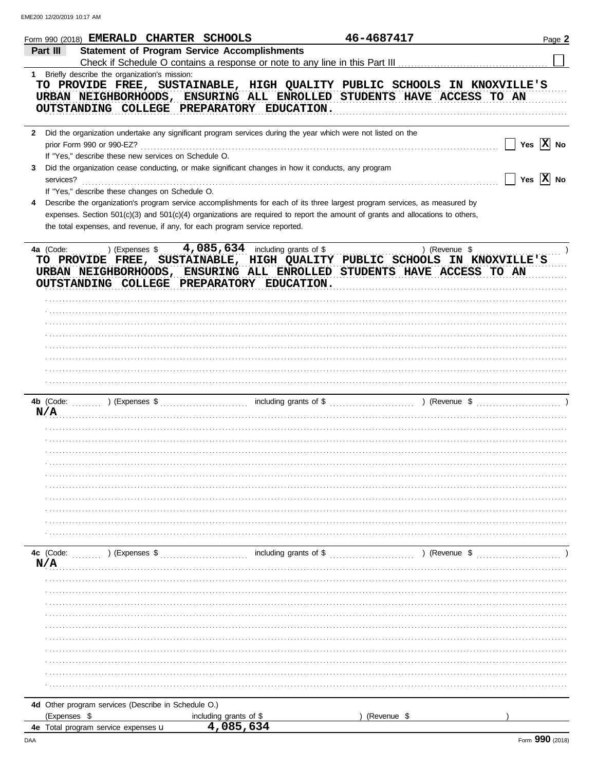Form 990 (2018) **EMERALD CHARTER SCHOOLS** **46-4687417** Page **2**

## Part III Statement of Program Service Accomplishments

Check if Schedule O contains a response or note to any line in this Part III ☐

**1** Briefly describe the organization's mission:

TO PROVIDE FREE, SUSTAINABLE, HIGH QUALITY PUBLIC SCHOOLS IN KNOXVILLE'S URBAN NEIGHBORHOODS, ENSURING ALL ENROLLED STUDENTS HAVE ACCESS TO AN OUTSTANDING COLLEGE PREPARATORY EDUCATION.

**2** Did the organization undertake any significant program services during the year which were not listed on the prior Form 990 or 990-EZ? ☐ Yes ☒ No

If "Yes," describe these new services on Schedule O.

**3** Did the organization cease conducting, or make significant changes in how it conducts, any program services? ☐ Yes ☒ No

If "Yes," describe these changes on Schedule O.

**4** Describe the organization's program service accomplishments for each of its three largest program services, as measured by expenses. Section 501(c)(3) and 501(c)(4) organizations are required to report the amount of grants and allocations to others, the total expenses, and revenue, if any, for each program service reported.

**4a** (Code: ) (Expenses $ **4,085,634** including grants of $ ) (Revenue $ )

TO PROVIDE FREE, SUSTAINABLE, HIGH QUALITY PUBLIC SCHOOLS IN KNOXVILLE'S URBAN NEIGHBORHOODS, ENSURING ALL ENROLLED STUDENTS HAVE ACCESS TO AN OUTSTANDING COLLEGE PREPARATORY EDUCATION.

**4b** (Code: ) (Expenses $ including grants of $ ) (Revenue $ )

N/A

**4c** (Code: ) (Expenses $ including grants of $ ) (Revenue $ )

N/A

**4d** Other program services (Describe in Schedule O.)

(Expenses $ including grants of $ ) (Revenue $ )

**4e** Total program service expenses **4,085,634**

Form **990** (2018)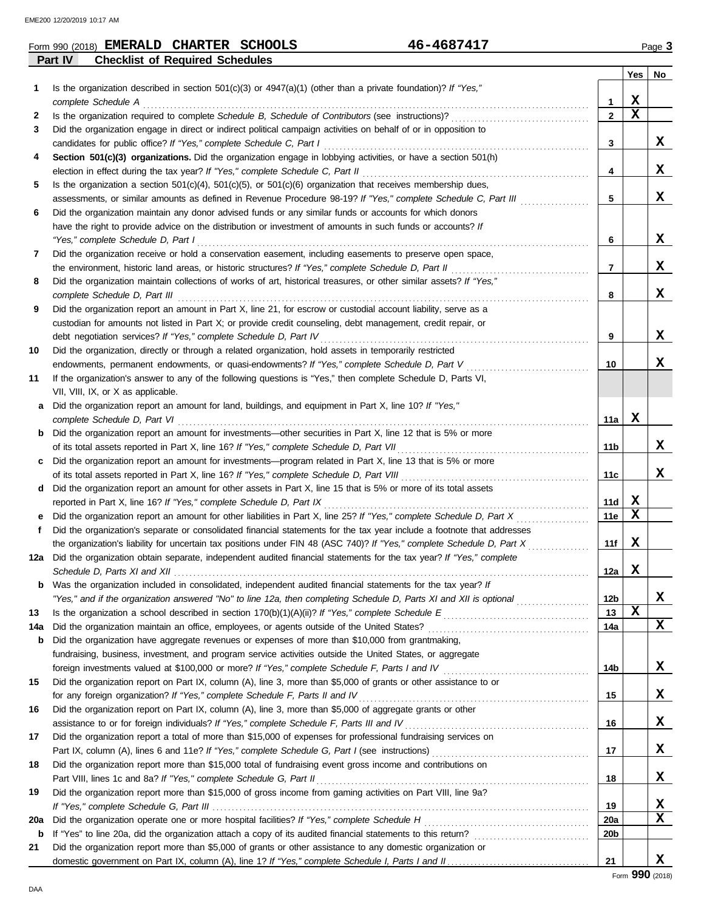Form 990 (2018) **EMERALD CHARTER SCHOOLS** **46-4687417** Page **3**

## Part IV Checklist of Required Schedules

| | | | Yes | No |
|---|---|---|---|---|
| **1** | Is the organization described in section 501(c)(3) or 4947(a)(1) (other than a private foundation)? *If "Yes," complete Schedule A* | **1** | X | |
| **2** | Is the organization required to complete *Schedule B, Schedule of Contributors* (see instructions)? | **2** | X | |
| **3** | Did the organization engage in direct or indirect political campaign activities on behalf of or in opposition to candidates for public office? *If "Yes," complete Schedule C, Part I* | **3** | | X |
| **4** | **Section 501(c)(3) organizations.** Did the organization engage in lobbying activities, or have a section 501(h) election in effect during the tax year? *If "Yes," complete Schedule C, Part II* | **4** | | X |
| **5** | Is the organization a section 501(c)(4), 501(c)(5), or 501(c)(6) organization that receives membership dues, assessments, or similar amounts as defined in Revenue Procedure 98-19? *If "Yes," complete Schedule C, Part III* | **5** | | X |
| **6** | Did the organization maintain any donor advised funds or any similar funds or accounts for which donors have the right to provide advice on the distribution or investment of amounts in such funds or accounts? *If "Yes," complete Schedule D, Part I* | **6** | | X |
| **7** | Did the organization receive or hold a conservation easement, including easements to preserve open space, the environment, historic land areas, or historic structures? *If "Yes," complete Schedule D, Part II* | **7** | | X |
| **8** | Did the organization maintain collections of works of art, historical treasures, or other similar assets? *If "Yes," complete Schedule D, Part III* | **8** | | X |
| **9** | Did the organization report an amount in Part X, line 21, for escrow or custodial account liability, serve as a custodian for amounts not listed in Part X; or provide credit counseling, debt management, credit repair, or debt negotiation services? *If "Yes," complete Schedule D, Part IV* | **9** | | X |
| **10** | Did the organization, directly or through a related organization, hold assets in temporarily restricted endowments, permanent endowments, or quasi-endowments? *If "Yes," complete Schedule D, Part V* | **10** | | X |
| **11** | If the organization's answer to any of the following questions is "Yes," then complete Schedule D, Parts VI, VII, VIII, IX, or X as applicable. | | | |
| **a** | Did the organization report an amount for land, buildings, and equipment in Part X, line 10? *If "Yes," complete Schedule D, Part VI* | **11a** | X | |
| **b** | Did the organization report an amount for investments—other securities in Part X, line 12 that is 5% or more of its total assets reported in Part X, line 16? *If "Yes," complete Schedule D, Part VII* | **11b** | | X |
| **c** | Did the organization report an amount for investments—program related in Part X, line 13 that is 5% or more of its total assets reported in Part X, line 16? *If "Yes," complete Schedule D, Part VIII* | **11c** | | X |
| **d** | Did the organization report an amount for other assets in Part X, line 15 that is 5% or more of its total assets reported in Part X, line 16? *If "Yes," complete Schedule D, Part IX* | **11d** | X | |
| **e** | Did the organization report an amount for other liabilities in Part X, line 25? *If "Yes," complete Schedule D, Part X* | **11e** | X | |
| **f** | Did the organization's separate or consolidated financial statements for the tax year include a footnote that addresses the organization's liability for uncertain tax positions under FIN 48 (ASC 740)? *If "Yes," complete Schedule D, Part X* | **11f** | X | |
| **12a** | Did the organization obtain separate, independent audited financial statements for the tax year? *If "Yes," complete Schedule D, Parts XI and XII* | **12a** | X | |
| **b** | Was the organization included in consolidated, independent audited financial statements for the tax year? *If "Yes," and if the organization answered "No" to line 12a, then completing Schedule D, Parts XI and XII is optional* | **12b** | | X |
| **13** | Is the organization a school described in section 170(b)(1)(A)(ii)? *If "Yes," complete Schedule E* | **13** | X | |
| **14a** | Did the organization maintain an office, employees, or agents outside of the United States? | **14a** | | X |
| **b** | Did the organization have aggregate revenues or expenses of more than $10,000 from grantmaking, fundraising, business, investment, and program service activities outside the United States, or aggregate foreign investments valued at $100,000 or more? *If "Yes," complete Schedule F, Parts I and IV* | **14b** | | X |
| **15** | Did the organization report on Part IX, column (A), line 3, more than $5,000 of grants or other assistance to or for any foreign organization? *If "Yes," complete Schedule F, Parts II and IV* | **15** | | X |
| **16** | Did the organization report on Part IX, column (A), line 3, more than $5,000 of aggregate grants or other assistance to or for foreign individuals? *If "Yes," complete Schedule F, Parts III and IV* | **16** | | X |
| **17** | Did the organization report a total of more than $15,000 of expenses for professional fundraising services on Part IX, column (A), lines 6 and 11e? *If "Yes," complete Schedule G, Part I* (see instructions) | **17** | | X |
| **18** | Did the organization report more than $15,000 total of fundraising event gross income and contributions on Part VIII, lines 1c and 8a? *If "Yes," complete Schedule G, Part II* | **18** | | X |
| **19** | Did the organization report more than $15,000 of gross income from gaming activities on Part VIII, line 9a? *If "Yes," complete Schedule G, Part III* | **19** | | X |
| **20a** | Did the organization operate one or more hospital facilities? *If "Yes," complete Schedule H* | **20a** | | X |
| **b** | If "Yes" to line 20a, did the organization attach a copy of its audited financial statements to this return? | **20b** | | |
| **21** | Did the organization report more than $5,000 of grants or other assistance to any domestic organization or domestic government on Part IX, column (A), line 1? *If "Yes," complete Schedule I, Parts I and II* | **21** | | X |

Form **990** (2018)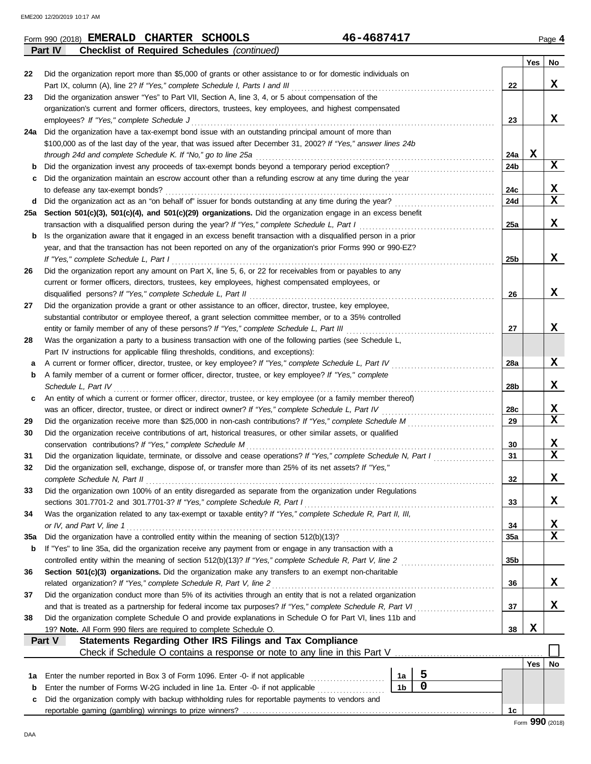Form 990 (2018) **EMERALD CHARTER SCHOOLS** **46-4687417** Page **4**

## Part IV Checklist of Required Schedules *(continued)*

| | | | Yes | No |
|---|---|---|---|---|
| 22 | Did the organization report more than $5,000 of grants or other assistance to or for domestic individuals on Part IX, column (A), line 2? *If "Yes," complete Schedule I, Parts I and III* | 22 | | X |
| 23 | Did the organization answer "Yes" to Part VII, Section A, line 3, 4, or 5 about compensation of the organization's current and former officers, directors, trustees, key employees, and highest compensated employees? *If "Yes," complete Schedule J* | 23 | | X |
| 24a | Did the organization have a tax-exempt bond issue with an outstanding principal amount of more than $100,000 as of the last day of the year, that was issued after December 31, 2002? *If "Yes," answer lines 24b through 24d and complete Schedule K. If "No," go to line 25a* | 24a | X | |
| b | Did the organization invest any proceeds of tax-exempt bonds beyond a temporary period exception? | 24b | | X |
| c | Did the organization maintain an escrow account other than a refunding escrow at any time during the year to defease any tax-exempt bonds? | 24c | | X |
| d | Did the organization act as an "on behalf of" issuer for bonds outstanding at any time during the year? | 24d | | X |
| 25a | **Section 501(c)(3), 501(c)(4), and 501(c)(29) organizations.** Did the organization engage in an excess benefit transaction with a disqualified person during the year? *If "Yes," complete Schedule L, Part I* | 25a | | X |
| b | Is the organization aware that it engaged in an excess benefit transaction with a disqualified person in a prior year, and that the transaction has not been reported on any of the organization's prior Forms 990 or 990-EZ? *If "Yes," complete Schedule L, Part I* | 25b | | X |
| 26 | Did the organization report any amount on Part X, line 5, 6, or 22 for receivables from or payables to any current or former officers, directors, trustees, key employees, highest compensated employees, or disqualified persons? *If "Yes," complete Schedule L, Part II* | 26 | | X |
| 27 | Did the organization provide a grant or other assistance to an officer, director, trustee, key employee, substantial contributor or employee thereof, a grant selection committee member, or to a 35% controlled entity or family member of any of these persons? *If "Yes," complete Schedule L, Part III* | 27 | | X |
| 28 | Was the organization a party to a business transaction with one of the following parties (see Schedule L, Part IV instructions for applicable filing thresholds, conditions, and exceptions): | | | |
| a | A current or former officer, director, trustee, or key employee? *If "Yes," complete Schedule L, Part IV* | 28a | | X |
| b | A family member of a current or former officer, director, trustee, or key employee? *If "Yes," complete Schedule L, Part IV* | 28b | | X |
| c | An entity of which a current or former officer, director, trustee, or key employee (or a family member thereof) was an officer, director, trustee, or direct or indirect owner? *If "Yes," complete Schedule L, Part IV* | 28c | | X |
| 29 | Did the organization receive more than $25,000 in non-cash contributions? *If "Yes," complete Schedule M* | 29 | | X |
| 30 | Did the organization receive contributions of art, historical treasures, or other similar assets, or qualified conservation contributions? *If "Yes," complete Schedule M* | 30 | | X |
| 31 | Did the organization liquidate, terminate, or dissolve and cease operations? *If "Yes," complete Schedule N, Part I* | 31 | | X |
| 32 | Did the organization sell, exchange, dispose of, or transfer more than 25% of its net assets? *If "Yes," complete Schedule N, Part II* | 32 | | X |
| 33 | Did the organization own 100% of an entity disregarded as separate from the organization under Regulations sections 301.7701-2 and 301.7701-3? *If "Yes," complete Schedule R, Part I* | 33 | | X |
| 34 | Was the organization related to any tax-exempt or taxable entity? *If "Yes," complete Schedule R, Part II, III, or IV, and Part V, line 1* | 34 | | X |
| 35a | Did the organization have a controlled entity within the meaning of section 512(b)(13)? | 35a | | X |
| b | If "Yes" to line 35a, did the organization receive any payment from or engage in any transaction with a controlled entity within the meaning of section 512(b)(13)? *If "Yes," complete Schedule R, Part V, line 2* | 35b | | |
| 36 | **Section 501(c)(3) organizations.** Did the organization make any transfers to an exempt non-charitable related organization? *If "Yes," complete Schedule R, Part V, line 2* | 36 | | X |
| 37 | Did the organization conduct more than 5% of its activities through an entity that is not a related organization and that is treated as a partnership for federal income tax purposes? *If "Yes," complete Schedule R, Part VI* | 37 | | X |
| 38 | Did the organization complete Schedule O and provide explanations in Schedule O for Part VI, lines 11b and 19? **Note.** All Form 990 filers are required to complete Schedule O. | 38 | X | |

## Part V Statements Regarding Other IRS Filings and Tax Compliance

Check if Schedule O contains a response or note to any line in this Part V ☐

| | | | | | Yes | No |
|---|---|---|---|---|---|---|
| 1a | Enter the number reported in Box 3 of Form 1096. Enter -0- if not applicable | 1a | 5 | | | |
| b | Enter the number of Forms W-2G included in line 1a. Enter -0- if not applicable | 1b | 0 | | | |
| c | Did the organization comply with backup withholding rules for reportable payments to vendors and reportable gaming (gambling) winnings to prize winners? | | | 1c | | |

Form **990** (2018)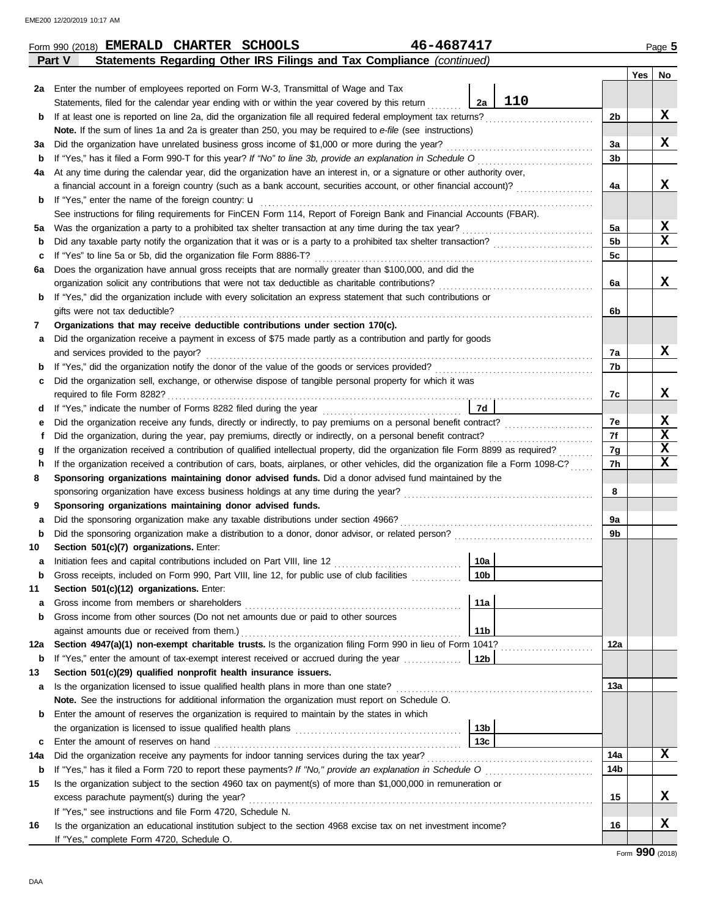Form 990 (2018) **EMERALD CHARTER SCHOOLS** **46-4687417** Page **5**

## Part V Statements Regarding Other IRS Filings and Tax Compliance *(continued)*

| | | | | Yes | No |
|---|---|---|---|---|---|
| **2a** | Enter the number of employees reported on Form W-3, Transmittal of Wage and Tax Statements, filed for the calendar year ending with or within the year covered by this return | 2a 110 | | | |
| **b** | If at least one is reported on line 2a, did the organization file all required federal employment tax returns? | | 2b | | X |
| | **Note.** If the sum of lines 1a and 2a is greater than 250, you may be required to *e-file* (see instructions) | | | | |
| **3a** | Did the organization have unrelated business gross income of $1,000 or more during the year? | | 3a | | X |
| **b** | If "Yes," has it filed a Form 990-T for this year? *If "No" to line 3b, provide an explanation in Schedule O* | | 3b | | |
| **4a** | At any time during the calendar year, did the organization have an interest in, or a signature or other authority over, a financial account in a foreign country (such as a bank account, securities account, or other financial account)? | | 4a | | X |
| **b** | If "Yes," enter the name of the foreign country: u | | | | |
| | See instructions for filing requirements for FinCEN Form 114, Report of Foreign Bank and Financial Accounts (FBAR). | | | | |
| **5a** | Was the organization a party to a prohibited tax shelter transaction at any time during the tax year? | | 5a | | X |
| **b** | Did any taxable party notify the organization that it was or is a party to a prohibited tax shelter transaction? | | 5b | | X |
| **c** | If "Yes" to line 5a or 5b, did the organization file Form 8886-T? | | 5c | | |
| **6a** | Does the organization have annual gross receipts that are normally greater than $100,000, and did the organization solicit any contributions that were not tax deductible as charitable contributions? | | 6a | | X |
| **b** | If "Yes," did the organization include with every solicitation an express statement that such contributions or gifts were not tax deductible? | | 6b | | |
| **7** | **Organizations that may receive deductible contributions under section 170(c).** | | | | |
| **a** | Did the organization receive a payment in excess of $75 made partly as a contribution and partly for goods and services provided to the payor? | | 7a | | X |
| **b** | If "Yes," did the organization notify the donor of the value of the goods or services provided? | | 7b | | |
| **c** | Did the organization sell, exchange, or otherwise dispose of tangible personal property for which it was required to file Form 8282? | | 7c | | X |
| **d** | If "Yes," indicate the number of Forms 8282 filed during the year | 7d | | | |
| **e** | Did the organization receive any funds, directly or indirectly, to pay premiums on a personal benefit contract? | | 7e | | X |
| **f** | Did the organization, during the year, pay premiums, directly or indirectly, on a personal benefit contract? | | 7f | | X |
| **g** | If the organization received a contribution of qualified intellectual property, did the organization file Form 8899 as required? | | 7g | | X |
| **h** | If the organization received a contribution of cars, boats, airplanes, or other vehicles, did the organization file a Form 1098-C? | | 7h | | X |
| **8** | **Sponsoring organizations maintaining donor advised funds.** Did a donor advised fund maintained by the sponsoring organization have excess business holdings at any time during the year? | | 8 | | |
| **9** | **Sponsoring organizations maintaining donor advised funds.** | | | | |
| **a** | Did the sponsoring organization make any taxable distributions under section 4966? | | 9a | | |
| **b** | Did the sponsoring organization make a distribution to a donor, donor advisor, or related person? | | 9b | | |
| **10** | **Section 501(c)(7) organizations.** Enter: | | | | |
| **a** | Initiation fees and capital contributions included on Part VIII, line 12 | 10a | | | |
| **b** | Gross receipts, included on Form 990, Part VIII, line 12, for public use of club facilities | 10b | | | |
| **11** | **Section 501(c)(12) organizations.** Enter: | | | | |
| **a** | Gross income from members or shareholders | 11a | | | |
| **b** | Gross income from other sources (Do not net amounts due or paid to other sources against amounts due or received from them.) | 11b | | | |
| **12a** | **Section 4947(a)(1) non-exempt charitable trusts.** Is the organization filing Form 990 in lieu of Form 1041? | | 12a | | |
| **b** | If "Yes," enter the amount of tax-exempt interest received or accrued during the year | 12b | | | |
| **13** | **Section 501(c)(29) qualified nonprofit health insurance issuers.** | | | | |
| **a** | Is the organization licensed to issue qualified health plans in more than one state? | | 13a | | |
| | **Note.** See the instructions for additional information the organization must report on Schedule O. | | | | |
| **b** | Enter the amount of reserves the organization is required to maintain by the states in which the organization is licensed to issue qualified health plans | 13b | | | |
| **c** | Enter the amount of reserves on hand | 13c | | | |
| **14a** | Did the organization receive any payments for indoor tanning services during the tax year? | | 14a | | X |
| **b** | If "Yes," has it filed a Form 720 to report these payments? *If "No," provide an explanation in Schedule O* | | 14b | | |
| **15** | Is the organization subject to the section 4960 tax on payment(s) of more than $1,000,000 in remuneration or excess parachute payment(s) during the year? | | 15 | | X |
| | If "Yes," see instructions and file Form 4720, Schedule N. | | | | |
| **16** | Is the organization an educational institution subject to the section 4968 excise tax on net investment income? | | 16 | | X |
| | If "Yes," complete Form 4720, Schedule O. | | | | |

Form **990** (2018)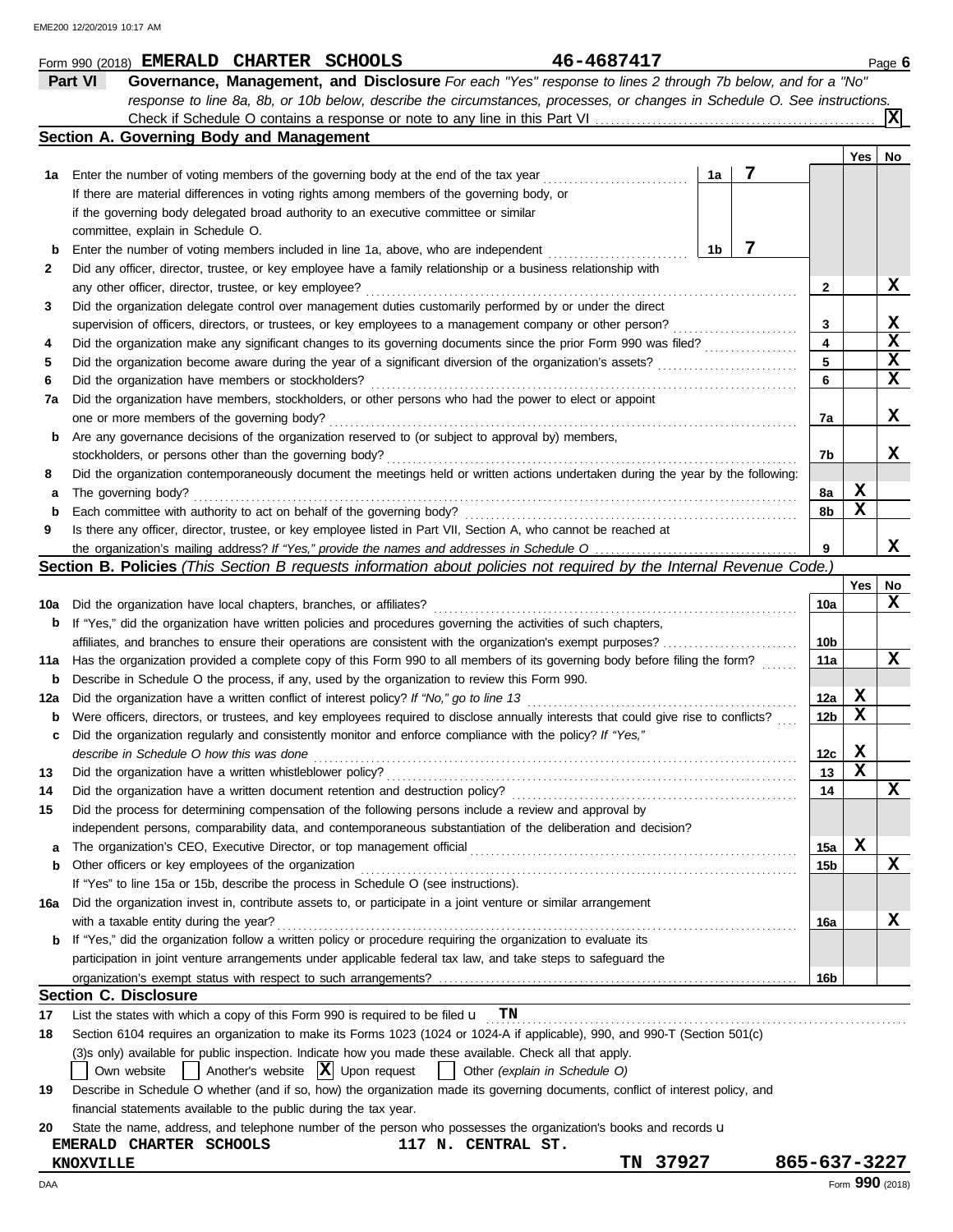Form 990 (2018) **EMERALD CHARTER SCHOOLS** **46-4687417** Page **6**

## Part VI Governance, Management, and Disclosure

*For each "Yes" response to lines 2 through 7b below, and for a "No" response to line 8a, 8b, or 10b below, describe the circumstances, processes, or changes in Schedule O. See instructions.*

Check if Schedule O contains a response or note to any line in this Part VI .......... [X]

### Section A. Governing Body and Management

| | | | Yes | No |
|---|---|---|---|---|
| 1a | Enter the number of voting members of the governing body at the end of the tax year .......... 1a **7** If there are material differences in voting rights among members of the governing body, or if the governing body delegated broad authority to an executive committee or similar committee, explain in Schedule O. | | | |
| b | Enter the number of voting members included in line 1a, above, who are independent .......... 1b **7** | | | |
| 2 | Did any officer, director, trustee, or key employee have a family relationship or a business relationship with any other officer, director, trustee, or key employee? | 2 | | X |
| 3 | Did the organization delegate control over management duties customarily performed by or under the direct supervision of officers, directors, or trustees, or key employees to a management company or other person? | 3 | | X |
| 4 | Did the organization make any significant changes to its governing documents since the prior Form 990 was filed? | 4 | | X |
| 5 | Did the organization become aware during the year of a significant diversion of the organization's assets? | 5 | | X |
| 6 | Did the organization have members or stockholders? | 6 | | X |
| 7a | Did the organization have members, stockholders, or other persons who had the power to elect or appoint one or more members of the governing body? | 7a | | X |
| b | Are any governance decisions of the organization reserved to (or subject to approval by) members, stockholders, or persons other than the governing body? | 7b | | X |
| 8 | Did the organization contemporaneously document the meetings held or written actions undertaken during the year by the following: | | | |
| a | The governing body? | 8a | X | |
| b | Each committee with authority to act on behalf of the governing body? | 8b | X | |
| 9 | Is there any officer, director, trustee, or key employee listed in Part VII, Section A, who cannot be reached at the organization's mailing address? *If "Yes," provide the names and addresses in Schedule O* | 9 | | X |

### Section B. Policies *(This Section B requests information about policies not required by the Internal Revenue Code.)*

| | | | Yes | No |
|---|---|---|---|---|
| 10a | Did the organization have local chapters, branches, or affiliates? | 10a | | X |
| b | If "Yes," did the organization have written policies and procedures governing the activities of such chapters, affiliates, and branches to ensure their operations are consistent with the organization's exempt purposes? | 10b | | |
| 11a | Has the organization provided a complete copy of this Form 990 to all members of its governing body before filing the form? | 11a | | X |
| b | Describe in Schedule O the process, if any, used by the organization to review this Form 990. | | | |
| 12a | Did the organization have a written conflict of interest policy? *If "No," go to line 13* | 12a | X | |
| b | Were officers, directors, or trustees, and key employees required to disclose annually interests that could give rise to conflicts? | 12b | X | |
| c | Did the organization regularly and consistently monitor and enforce compliance with the policy? *If "Yes," describe in Schedule O how this was done* | 12c | X | |
| 13 | Did the organization have a written whistleblower policy? | 13 | X | |
| 14 | Did the organization have a written document retention and destruction policy? | 14 | | X |
| 15 | Did the process for determining compensation of the following persons include a review and approval by independent persons, comparability data, and contemporaneous substantiation of the deliberation and decision? | | | |
| a | The organization's CEO, Executive Director, or top management official | 15a | X | |
| b | Other officers or key employees of the organization | 15b | | X |
| | If "Yes" to line 15a or 15b, describe the process in Schedule O (see instructions). | | | |
| 16a | Did the organization invest in, contribute assets to, or participate in a joint venture or similar arrangement with a taxable entity during the year? | 16a | | X |
| b | If "Yes," did the organization follow a written policy or procedure requiring the organization to evaluate its participation in joint venture arrangements under applicable federal tax law, and take steps to safeguard the organization's exempt status with respect to such arrangements? | 16b | | |

### Section C. Disclosure

17 List the states with which a copy of this Form 990 is required to be filed u **TN**

18 Section 6104 requires an organization to make its Forms 1023 (1024 or 1024-A if applicable), 990, and 990-T (Section 501(c)(3)s only) available for public inspection. Indicate how you made these available. Check all that apply.

[ ] Own website [ ] Another's website [X] Upon request [ ] Other *(explain in Schedule O)*

19 Describe in Schedule O whether (and if so, how) the organization made its governing documents, conflict of interest policy, and financial statements available to the public during the tax year.

20 State the name, address, and telephone number of the person who possesses the organization's books and records u

**EMERALD CHARTER SCHOOLS** **117 N. CENTRAL ST.**
**KNOXVILLE** **TN 37927** **865-637-3227**

Form **990** (2018)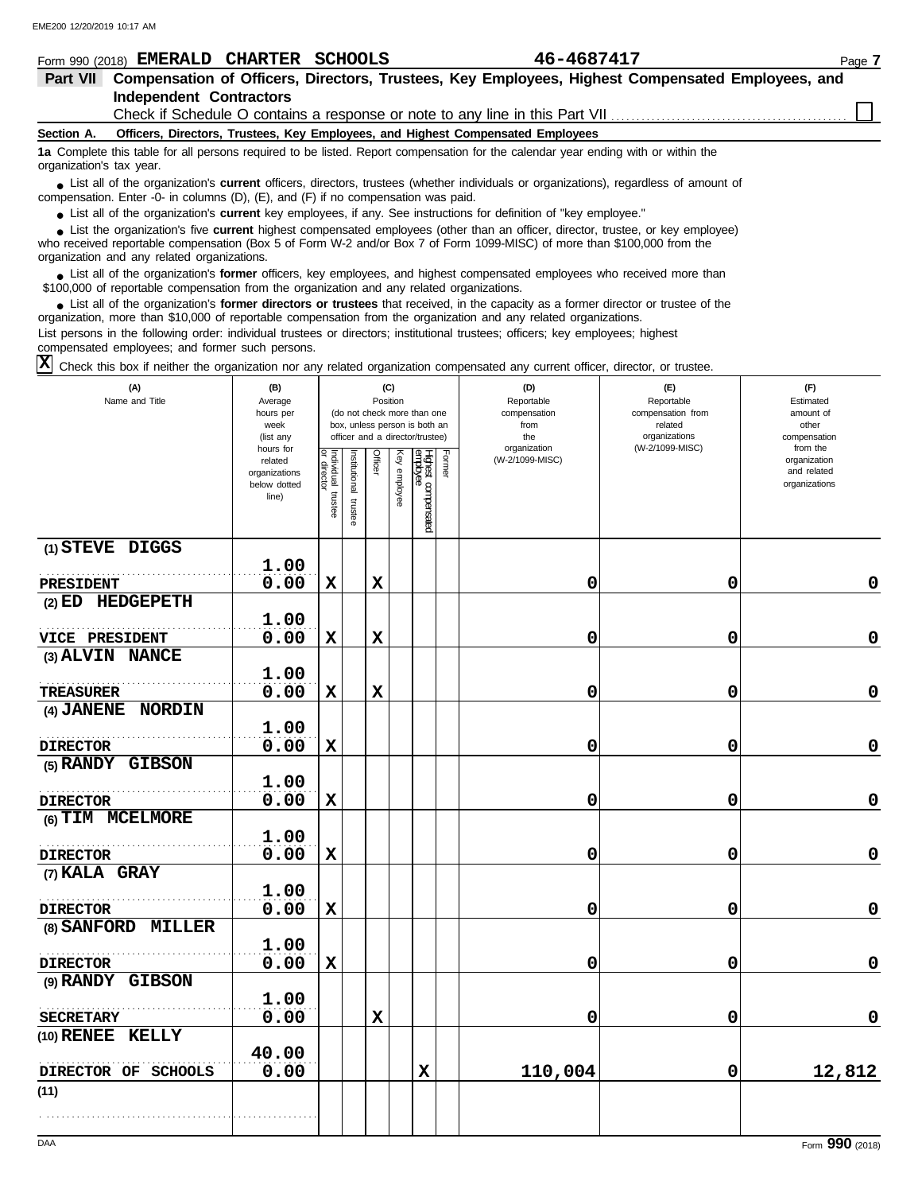Form 990 (2018) **EMERALD CHARTER SCHOOLS** **46-4687417** Page **7**

## Part VII Compensation of Officers, Directors, Trustees, Key Employees, Highest Compensated Employees, and Independent Contractors

Check if Schedule O contains a response or note to any line in this Part VII ☐

### Section A. Officers, Directors, Trustees, Key Employees, and Highest Compensated Employees

**1a** Complete this table for all persons required to be listed. Report compensation for the calendar year ending with or within the organization's tax year.

- List all of the organization's **current** officers, directors, trustees (whether individuals or organizations), regardless of amount of compensation. Enter -0- in columns (D), (E), and (F) if no compensation was paid.
- List all of the organization's **current** key employees, if any. See instructions for definition of "key employee."
- List the organization's five **current** highest compensated employees (other than an officer, director, trustee, or key employee) who received reportable compensation (Box 5 of Form W-2 and/or Box 7 of Form 1099-MISC) of more than $100,000 from the organization and any related organizations.
- List all of the organization's **former** officers, key employees, and highest compensated employees who received more than $100,000 of reportable compensation from the organization and any related organizations.
- List all of the organization's **former directors or trustees** that received, in the capacity as a former director or trustee of the organization, more than $10,000 of reportable compensation from the organization and any related organizations.

List persons in the following order: individual trustees or directors; institutional trustees; officers; key employees; highest compensated employees; and former such persons.

☒ Check this box if neither the organization nor any related organization compensated any current officer, director, or trustee.

| (A) Name and Title | (B) Average hours per week (list any hours for related organizations below dotted line) | (C) Position (do not check more than one box, unless person is both an officer and a director/trustee) | | | | | | (D) Reportable compensation from the organization (W-2/1099-MISC) | (E) Reportable compensation from related organizations (W-2/1099-MISC) | (F) Estimated amount of other compensation from the organization and related organizations |
|---|---|---|---|---|---|---|---|---|---|---|
| | | Individual trustee or director | Institutional trustee | Officer | Key employee | Highest compensated employee | Former | | | |
| (1) STEVE DIGGS<br>PRESIDENT | 1.00<br>0.00 | X | | X | | | | 0 | 0 | 0 |
| (2) ED HEDGEPETH<br>VICE PRESIDENT | 1.00<br>0.00 | X | | X | | | | 0 | 0 | 0 |
| (3) ALVIN NANCE<br>TREASURER | 1.00<br>0.00 | X | | X | | | | 0 | 0 | 0 |
| (4) JANENE NORDIN<br>DIRECTOR | 1.00<br>0.00 | X | | | | | | 0 | 0 | 0 |
| (5) RANDY GIBSON<br>DIRECTOR | 1.00<br>0.00 | X | | | | | | 0 | 0 | 0 |
| (6) TIM MCELMORE<br>DIRECTOR | 1.00<br>0.00 | X | | | | | | 0 | 0 | 0 |
| (7) KALA GRAY<br>DIRECTOR | 1.00<br>0.00 | X | | | | | | 0 | 0 | 0 |
| (8) SANFORD MILLER<br>DIRECTOR | 1.00<br>0.00 | X | | | | | | 0 | 0 | 0 |
| (9) RANDY GIBSON<br>SECRETARY | 1.00<br>0.00 | | | X | | | | 0 | 0 | 0 |
| (10) RENEE KELLY<br>DIRECTOR OF SCHOOLS | 40.00<br>0.00 | | | | | X | | 110,004 | 0 | 12,812 |
| (11) | | | | | | | | | | |

Form **990** (2018)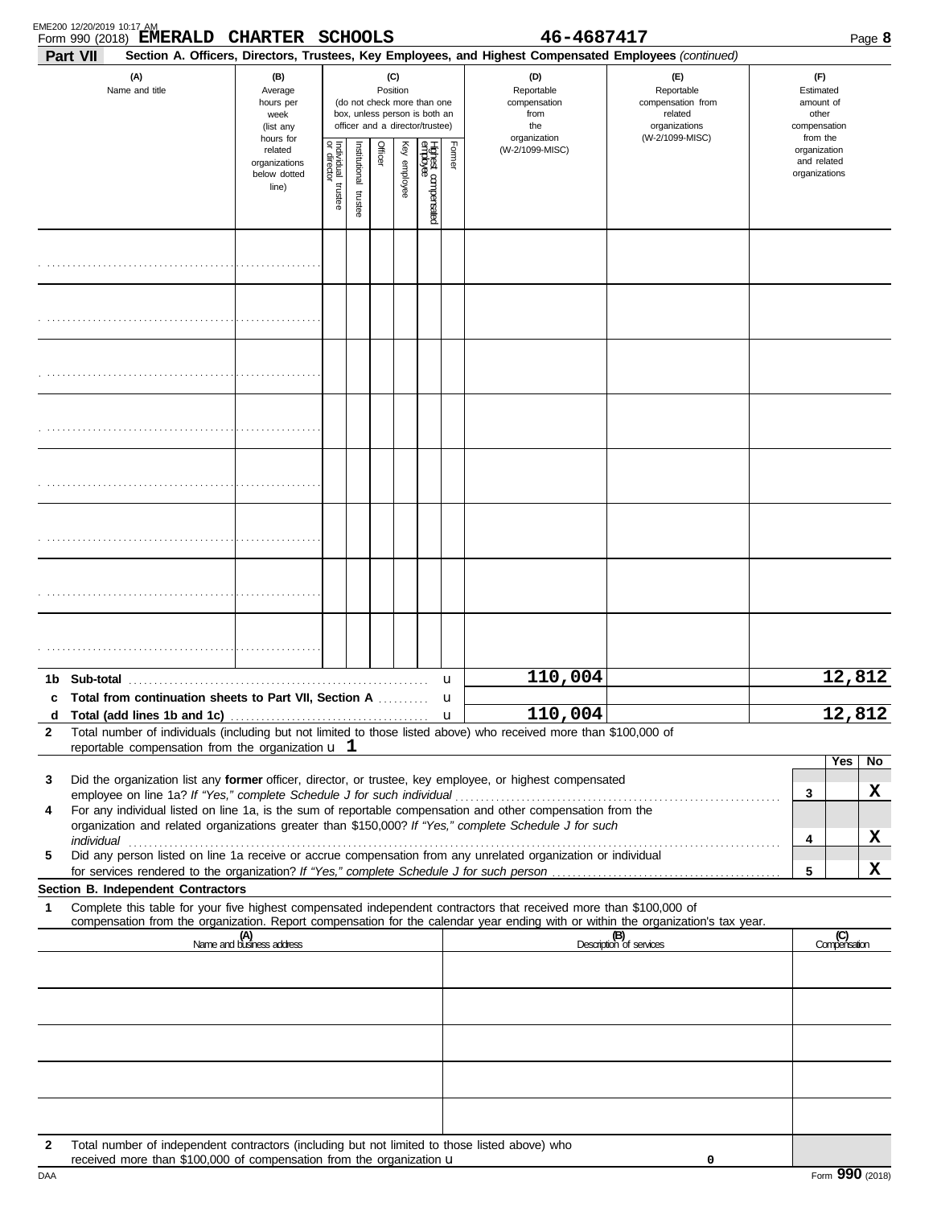Form 990 (2018) **EMERALD CHARTER SCHOOLS** **46-4687417** Page **8**

**Part VII** **Section A. Officers, Directors, Trustees, Key Employees, and Highest Compensated Employees** *(continued)*

| (A) Name and title | (B) Average hours per week (list any hours for related organizations below dotted line) | (C) Position (do not check more than one box, unless person is both an officer and a director/trustee): Individual trustee or director | Institutional trustee | Officer | Key employee | Highest compensated employee | Former | (D) Reportable compensation from the organization (W-2/1099-MISC) | (E) Reportable compensation from related organizations (W-2/1099-MISC) | (F) Estimated amount of other compensation from the organization and related organizations |
|---|---|---|---|---|---|---|---|---|---|---|
| | | | | | | | | | | |
| | | | | | | | | | | |
| | | | | | | | | | | |
| | | | | | | | | | | |
| | | | | | | | | | | |
| | | | | | | | | | | |
| | | | | | | | | | | |
| | | | | | | | | | | |

| | | (D) | (E) | (F) |
|---|---|---|---|---|
| **1b** | **Sub-total** | 110,004 | | 12,812 |
| **c** | **Total from continuation sheets to Part VII, Section A** | | | |
| **d** | **Total (add lines 1b and 1c)** | 110,004 | | 12,812 |

**2** Total number of individuals (including but not limited to those listed above) who received more than $100,000 of reportable compensation from the organization u **1**

| | | | Yes | No |
|---|---|---|---|---|
| **3** | Did the organization list any **former** officer, director, or trustee, key employee, or highest compensated employee on line 1a? *If "Yes," complete Schedule J for such individual* | 3 | | X |
| **4** | For any individual listed on line 1a, is the sum of reportable compensation and other compensation from the organization and related organizations greater than $150,000? *If "Yes," complete Schedule J for such individual* | 4 | | X |
| **5** | Did any person listed on line 1a receive or accrue compensation from any unrelated organization or individual for services rendered to the organization? *If "Yes," complete Schedule J for such person* | 5 | | X |

**Section B. Independent Contractors**

**1** Complete this table for your five highest compensated independent contractors that received more than $100,000 of compensation from the organization. Report compensation for the calendar year ending with or within the organization's tax year.

| (A) Name and business address | (B) Description of services | (C) Compensation |
|---|---|---|
| | | |
| | | |
| | | |
| | | |
| | | |

**2** Total number of independent contractors (including but not limited to those listed above) who received more than $100,000 of compensation from the organization u **0**

DAA Form **990** (2018)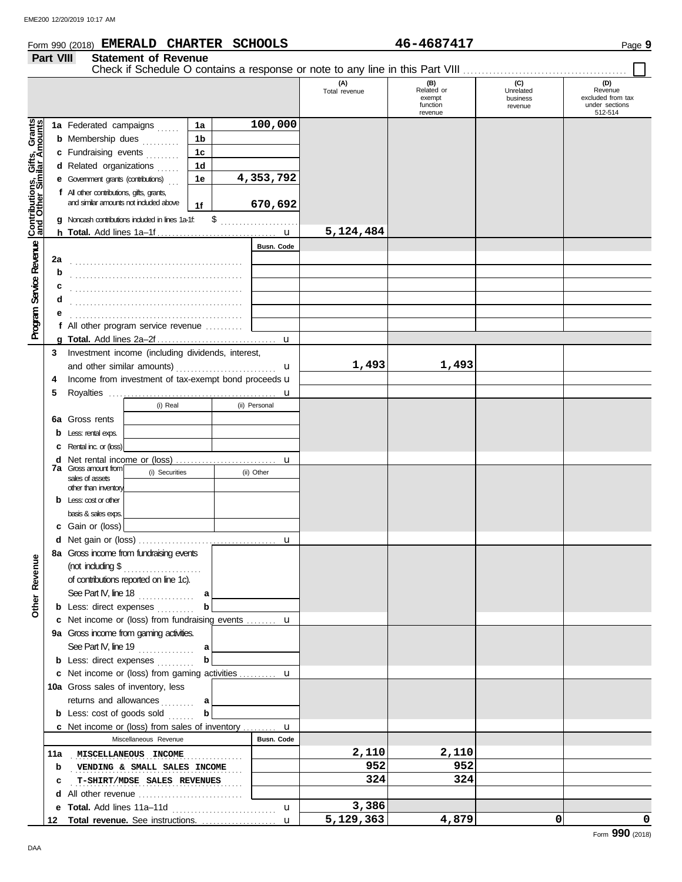Form 990 (2018) **EMERALD CHARTER SCHOOLS** **46-4687417** Page **9**

## Part VIII Statement of Revenue

Check if Schedule O contains a response or note to any line in this Part VIII ☐

| | | | (A) Total revenue | (B) Related or exempt function revenue | (C) Unrelated business revenue | (D) Revenue excluded from tax under sections 512-514 |
|---|---|---|---|---|---|---|
| **Contributions, Gifts, Grants and Other Similar Amounts** | | | | | | |
| 1a | Federated campaigns | 1a 100,000 | | | | |
| b | Membership dues | 1b | | | | |
| c | Fundraising events | 1c | | | | |
| d | Related organizations | 1d | | | | |
| e | Government grants (contributions) | 1e 4,353,792 | | | | |
| f | All other contributions, gifts, grants, and similar amounts not included above | 1f 670,692 | | | | |
| g | Noncash contributions included in lines 1a-1f: $ | | | | | |
| h | **Total.** Add lines 1a–1f | | 5,124,484 | | | |
| **Program Service Revenue** | | Busn. Code | | | | |
| 2a | | | | | | |
| b | | | | | | |
| c | | | | | | |
| d | | | | | | |
| e | | | | | | |
| f | All other program service revenue | | | | | |
| g | **Total.** Add lines 2a–2f | | | | | |
| 3 | Investment income (including dividends, interest, and other similar amounts) | | 1,493 | 1,493 | | |
| 4 | Income from investment of tax-exempt bond proceeds | | | | | |
| 5 | Royalties | | | | | |
| | | (i) Real / (ii) Personal | | | | |
| 6a | Gross rents | | | | | |
| b | Less: rental exps. | | | | | |
| c | Rental inc. or (loss) | | | | | |
| d | Net rental income or (loss) | | | | | |
| 7a | Gross amount from sales of assets other than inventory | (i) Securities / (ii) Other | | | | |
| b | Less: cost or other basis & sales exps. | | | | | |
| c | Gain or (loss) | | | | | |
| d | Net gain or (loss) | | | | | |
| **Other Revenue** | | | | | | |
| 8a | Gross income from fundraising events (not including $ of contributions reported on line 1c). See Part IV, line 18 | a | | | | |
| b | Less: direct expenses | b | | | | |
| c | Net income or (loss) from fundraising events | | | | | |
| 9a | Gross income from gaming activities. See Part IV, line 19 | a | | | | |
| b | Less: direct expenses | b | | | | |
| c | Net income or (loss) from gaming activities | | | | | |
| 10a | Gross sales of inventory, less returns and allowances | a | | | | |
| b | Less: cost of goods sold | b | | | | |
| c | Net income or (loss) from sales of inventory | | | | | |
| | Miscellaneous Revenue | Busn. Code | | | | |
| 11a | MISCELLANEOUS INCOME | | 2,110 | 2,110 | | |
| b | VENDING & SMALL SALES INCOME | | 952 | 952 | | |
| c | T-SHIRT/MDSE SALES REVENUES | | 324 | 324 | | |
| d | All other revenue | | | | | |
| e | **Total.** Add lines 11a–11d | | 3,386 | | | |
| 12 | **Total revenue.** See instructions. | | 5,129,363 | 4,879 | 0 | 0 |

Form **990** (2018)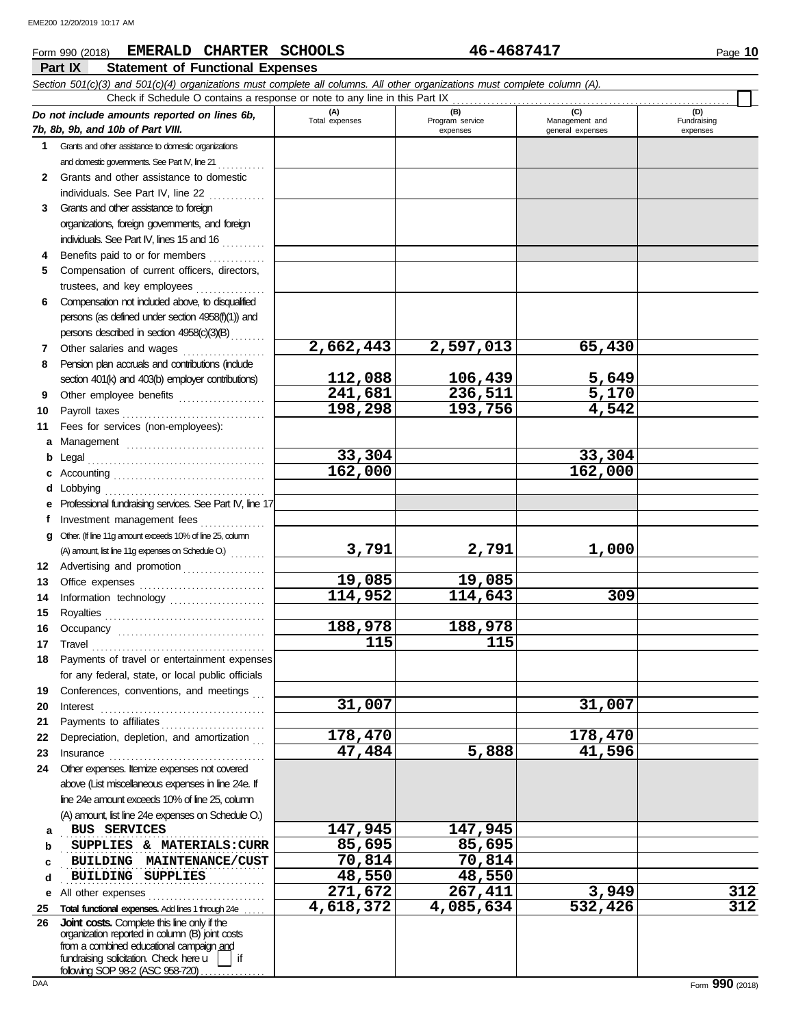Form 990 (2018) **EMERALD CHARTER SCHOOLS** **46-4687417** Page **10**

## Part IX Statement of Functional Expenses

*Section 501(c)(3) and 501(c)(4) organizations must complete all columns. All other organizations must complete column (A).*

Check if Schedule O contains a response or note to any line in this Part IX ☐

| *Do not include amounts reported on lines 6b, 7b, 8b, 9b, and 10b of Part VIII.* | (A) Total expenses | (B) Program service expenses | (C) Management and general expenses | (D) Fundraising expenses |
|---|---|---|---|---|
| **1** Grants and other assistance to domestic organizations and domestic governments. See Part IV, line 21 | | | | |
| **2** Grants and other assistance to domestic individuals. See Part IV, line 22 | | | | |
| **3** Grants and other assistance to foreign organizations, foreign governments, and foreign individuals. See Part IV, lines 15 and 16 | | | | |
| **4** Benefits paid to or for members | | | | |
| **5** Compensation of current officers, directors, trustees, and key employees | | | | |
| **6** Compensation not included above, to disqualified persons (as defined under section 4958(f)(1)) and persons described in section 4958(c)(3)(B) | | | | |
| **7** Other salaries and wages | 2,662,443 | 2,597,013 | 65,430 | |
| **8** Pension plan accruals and contributions (include section 401(k) and 403(b) employer contributions) | 112,088 | 106,439 | 5,649 | |
| **9** Other employee benefits | 241,681 | 236,511 | 5,170 | |
| **10** Payroll taxes | 198,298 | 193,756 | 4,542 | |
| **11** Fees for services (non-employees): | | | | |
| **a** Management | | | | |
| **b** Legal | 33,304 | | 33,304 | |
| **c** Accounting | 162,000 | | 162,000 | |
| **d** Lobbying | | | | |
| **e** Professional fundraising services. See Part IV, line 17 | | | | |
| **f** Investment management fees | | | | |
| **g** Other. (If line 11g amount exceeds 10% of line 25, column (A) amount, list line 11g expenses on Schedule O.) | 3,791 | 2,791 | 1,000 | |
| **12** Advertising and promotion | | | | |
| **13** Office expenses | 19,085 | 19,085 | | |
| **14** Information technology | 114,952 | 114,643 | 309 | |
| **15** Royalties | | | | |
| **16** Occupancy | 188,978 | 188,978 | | |
| **17** Travel | 115 | 115 | | |
| **18** Payments of travel or entertainment expenses for any federal, state, or local public officials | | | | |
| **19** Conferences, conventions, and meetings | | | | |
| **20** Interest | 31,007 | | 31,007 | |
| **21** Payments to affiliates | | | | |
| **22** Depreciation, depletion, and amortization | 178,470 | | 178,470 | |
| **23** Insurance | 47,484 | 5,888 | 41,596 | |
| **24** Other expenses. Itemize expenses not covered above (List miscellaneous expenses in line 24e. If line 24e amount exceeds 10% of line 25, column (A) amount, list line 24e expenses on Schedule O.) | | | | |
| **a** BUS SERVICES | 147,945 | 147,945 | | |
| **b** SUPPLIES & MATERIALS:CURR | 85,695 | 85,695 | | |
| **c** BUILDING MAINTENANCE/CUST | 70,814 | 70,814 | | |
| **d** BUILDING SUPPLIES | 48,550 | 48,550 | | |
| **e** All other expenses | 271,672 | 267,411 | 3,949 | 312 |
| **25 Total functional expenses.** Add lines 1 through 24e | 4,618,372 | 4,085,634 | 532,426 | 312 |
| **26 Joint costs.** Complete this line only if the organization reported in column (B) joint costs from a combined educational campaign and fundraising solicitation. Check here ☐ if following SOP 98-2 (ASC 958-720) | | | | |

Form **990** (2018)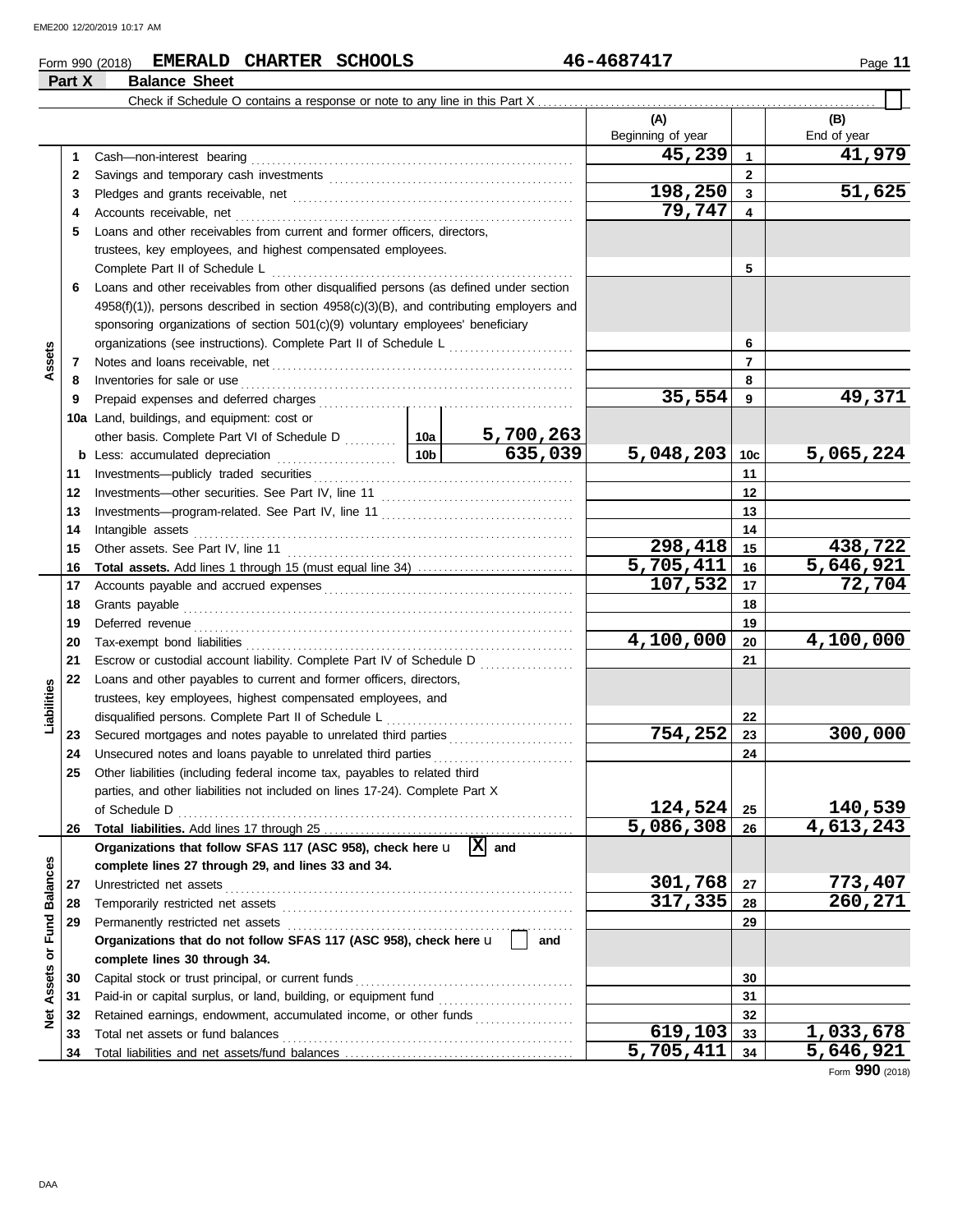Form 990 (2018) **EMERALD CHARTER SCHOOLS** 46-4687417

## Part X Balance Sheet

Check if Schedule O contains a response or note to any line in this Part X . . . . . . . . . . . . . . . . . . . . . . . . . . . . . . . . ☐

| | | | | (A) Beginning of year | | (B) End of year |
|---|---|---|---|---|---|---|
| **Assets** | 1 | Cash—non-interest bearing | | 45,239 | 1 | 41,979 |
| | 2 | Savings and temporary cash investments | | | 2 | |
| | 3 | Pledges and grants receivable, net | | 198,250 | 3 | 51,625 |
| | 4 | Accounts receivable, net | | 79,747 | 4 | |
| | 5 | Loans and other receivables from current and former officers, directors, trustees, key employees, and highest compensated employees. Complete Part II of Schedule L | | | 5 | |
| | 6 | Loans and other receivables from other disqualified persons (as defined under section 4958(f)(1)), persons described in section 4958(c)(3)(B), and contributing employers and sponsoring organizations of section 501(c)(9) voluntary employees' beneficiary organizations (see instructions). Complete Part II of Schedule L | | | 6 | |
| | 7 | Notes and loans receivable, net | | | 7 | |
| | 8 | Inventories for sale or use | | | 8 | |
| | 9 | Prepaid expenses and deferred charges | | 35,554 | 9 | 49,371 |
| | 10a | Land, buildings, and equipment: cost or other basis. Complete Part VI of Schedule D | 10a 5,700,263 | | | |
| | b | Less: accumulated depreciation | 10b 635,039 | 5,048,203 | 10c | 5,065,224 |
| | 11 | Investments—publicly traded securities | | | 11 | |
| | 12 | Investments—other securities. See Part IV, line 11 | | | 12 | |
| | 13 | Investments—program-related. See Part IV, line 11 | | | 13 | |
| | 14 | Intangible assets | | | 14 | |
| | 15 | Other assets. See Part IV, line 11 | | 298,418 | 15 | 438,722 |
| | 16 | **Total assets.** Add lines 1 through 15 (must equal line 34) | | 5,705,411 | 16 | 5,646,921 |
| **Liabilities** | 17 | Accounts payable and accrued expenses | | 107,532 | 17 | 72,704 |
| | 18 | Grants payable | | | 18 | |
| | 19 | Deferred revenue | | | 19 | |
| | 20 | Tax-exempt bond liabilities | | 4,100,000 | 20 | 4,100,000 |
| | 21 | Escrow or custodial account liability. Complete Part IV of Schedule D | | | 21 | |
| | 22 | Loans and other payables to current and former officers, directors, trustees, key employees, highest compensated employees, and disqualified persons. Complete Part II of Schedule L | | | 22 | |
| | 23 | Secured mortgages and notes payable to unrelated third parties | | 754,252 | 23 | 300,000 |
| | 24 | Unsecured notes and loans payable to unrelated third parties | | | 24 | |
| | 25 | Other liabilities (including federal income tax, payables to related third parties, and other liabilities not included on lines 17-24). Complete Part X of Schedule D | | 124,524 | 25 | 140,539 |
| | 26 | **Total liabilities.** Add lines 17 through 25 | | 5,086,308 | 26 | 4,613,243 |
| **Net Assets or Fund Balances** | | **Organizations that follow SFAS 117 (ASC 958), check here** ☒ **and complete lines 27 through 29, and lines 33 and 34.** | | | | |
| | 27 | Unrestricted net assets | | 301,768 | 27 | 773,407 |
| | 28 | Temporarily restricted net assets | | 317,335 | 28 | 260,271 |
| | 29 | Permanently restricted net assets | | | 29 | |
| | | **Organizations that do not follow SFAS 117 (ASC 958), check here** ☐ **and complete lines 30 through 34.** | | | | |
| | 30 | Capital stock or trust principal, or current funds | | | 30 | |
| | 31 | Paid-in or capital surplus, or land, building, or equipment fund | | | 31 | |
| | 32 | Retained earnings, endowment, accumulated income, or other funds | | | 32 | |
| | 33 | Total net assets or fund balances | | 619,103 | 33 | 1,033,678 |
| | 34 | Total liabilities and net assets/fund balances | | 5,705,411 | 34 | 5,646,921 |

Form **990** (2018)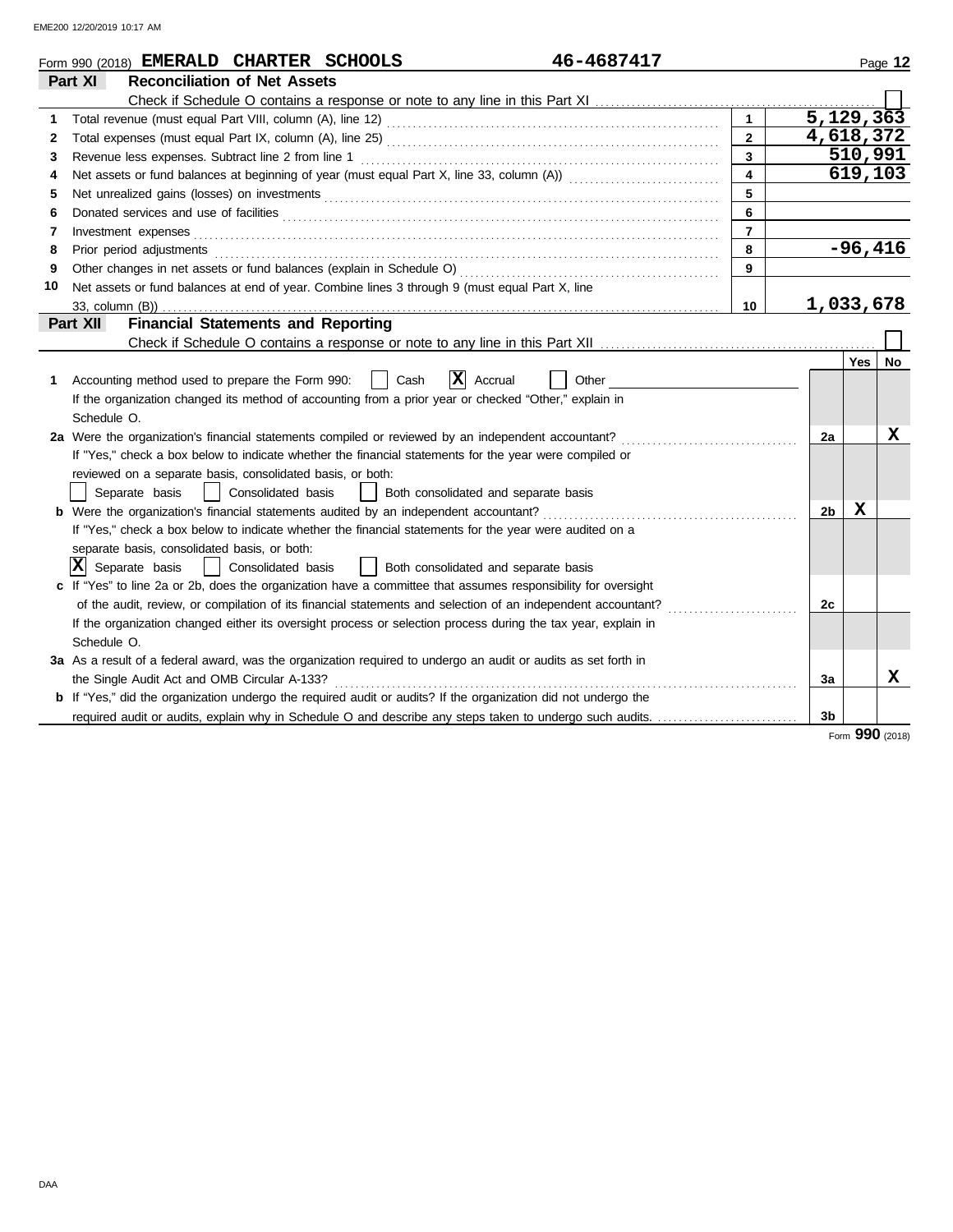Form 990 (2018) **EMERALD CHARTER SCHOOLS** **46-4687417**

## Part XI Reconciliation of Net Assets

Check if Schedule O contains a response or note to any line in this Part XI ☐

| | | | |
|---|---|---|---|
| 1 | Total revenue (must equal Part VIII, column (A), line 12) | 1 | 5,129,363 |
| 2 | Total expenses (must equal Part IX, column (A), line 25) | 2 | 4,618,372 |
| 3 | Revenue less expenses. Subtract line 2 from line 1 | 3 | 510,991 |
| 4 | Net assets or fund balances at beginning of year (must equal Part X, line 33, column (A)) | 4 | 619,103 |
| 5 | Net unrealized gains (losses) on investments | 5 | |
| 6 | Donated services and use of facilities | 6 | |
| 7 | Investment expenses | 7 | |
| 8 | Prior period adjustments | 8 | -96,416 |
| 9 | Other changes in net assets or fund balances (explain in Schedule O) | 9 | |
| 10 | Net assets or fund balances at end of year. Combine lines 3 through 9 (must equal Part X, line 33, column (B)) | 10 | 1,033,678 |

## Part XII Financial Statements and Reporting

Check if Schedule O contains a response or note to any line in this Part XII ☐

| | | | Yes | No |
|---|---|---|---|---|
| 1 | Accounting method used to prepare the Form 990: ☐ Cash ☒ Accrual ☐ Other<br>If the organization changed its method of accounting from a prior year or checked "Other," explain in Schedule O. | | | |
| 2a | Were the organization's financial statements compiled or reviewed by an independent accountant?<br>If "Yes," check a box below to indicate whether the financial statements for the year were compiled or reviewed on a separate basis, consolidated basis, or both:<br>☐ Separate basis ☐ Consolidated basis ☐ Both consolidated and separate basis | 2a | | X |
| b | Were the organization's financial statements audited by an independent accountant?<br>If "Yes," check a box below to indicate whether the financial statements for the year were audited on a separate basis, consolidated basis, or both:<br>☒ Separate basis ☐ Consolidated basis ☐ Both consolidated and separate basis | 2b | X | |
| c | If "Yes" to line 2a or 2b, does the organization have a committee that assumes responsibility for oversight of the audit, review, or compilation of its financial statements and selection of an independent accountant?<br>If the organization changed either its oversight process or selection process during the tax year, explain in Schedule O. | 2c | | |
| 3a | As a result of a federal award, was the organization required to undergo an audit or audits as set forth in the Single Audit Act and OMB Circular A-133? | 3a | | X |
| b | If "Yes," did the organization undergo the required audit or audits? If the organization did not undergo the required audit or audits, explain why in Schedule O and describe any steps taken to undergo such audits. | 3b | | |

Form **990** (2018)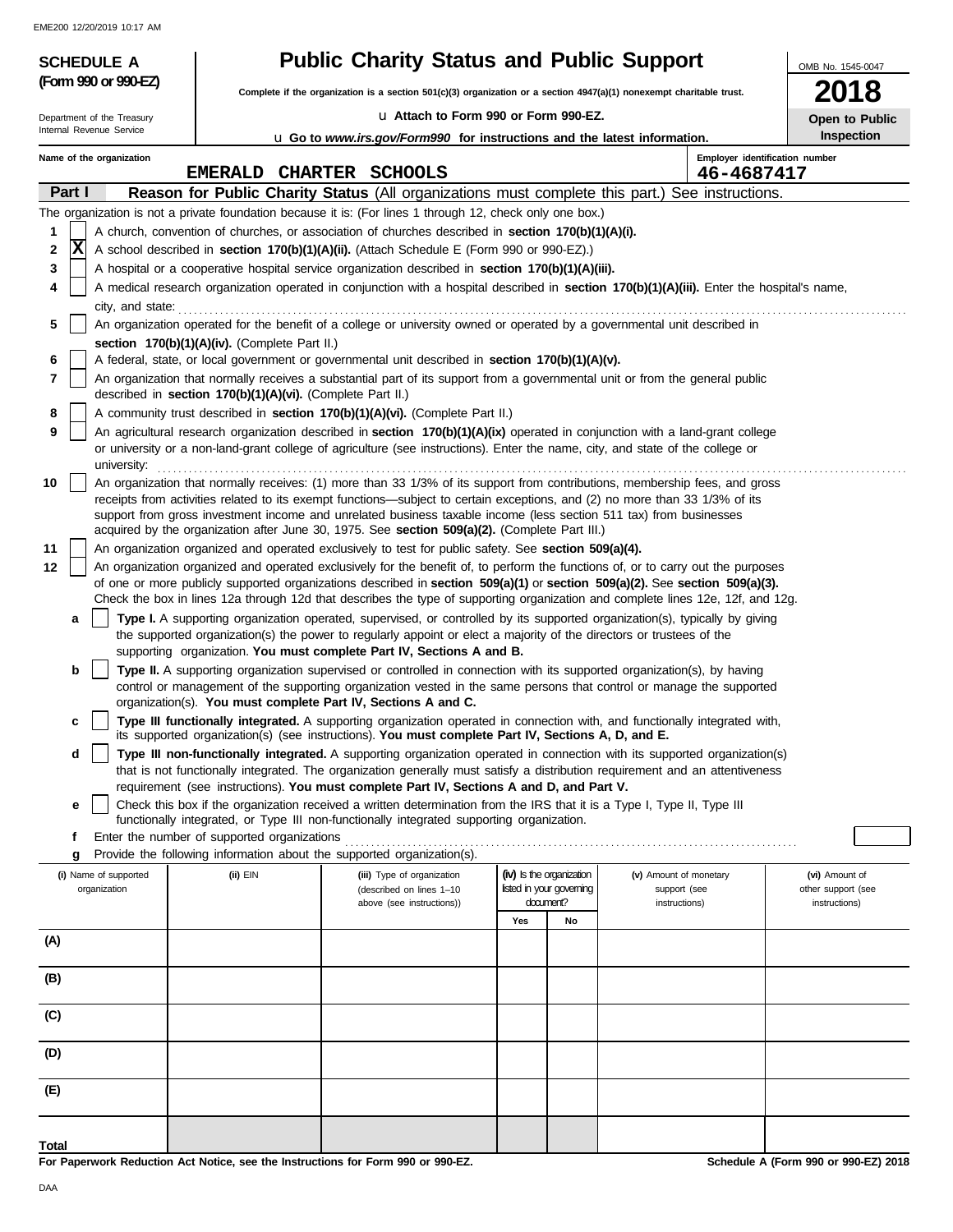EME200 12/20/2019 10:17 AM

**SCHEDULE A (Form 990 or 990-EZ)**

Department of the Treasury
Internal Revenue Service

# Public Charity Status and Public Support

**Complete if the organization is a section 501(c)(3) organization or a section 4947(a)(1) nonexempt charitable trust.**

u Attach to Form 990 or Form 990-EZ.

u Go to *www.irs.gov/Form990* for instructions and the latest information.

OMB No. 1545-0047

**2018**

**Open to Public Inspection**

Name of the organization: **EMERALD CHARTER SCHOOLS**

Employer identification number: **46-4687417**

**Part I** **Reason for Public Charity Status** (All organizations must complete this part.) See instructions.

The organization is not a private foundation because it is: (For lines 1 through 12, check only one box.)

1 [ ] A church, convention of churches, or association of churches described in **section 170(b)(1)(A)(i).**

2 [X] A school described in **section 170(b)(1)(A)(ii).** (Attach Schedule E (Form 990 or 990-EZ).)

3 [ ] A hospital or a cooperative hospital service organization described in **section 170(b)(1)(A)(iii).**

4 [ ] A medical research organization operated in conjunction with a hospital described in **section 170(b)(1)(A)(iii).** Enter the hospital's name, city, and state:

5 [ ] An organization operated for the benefit of a college or university owned or operated by a governmental unit described in **section 170(b)(1)(A)(iv).** (Complete Part II.)

6 [ ] A federal, state, or local government or governmental unit described in **section 170(b)(1)(A)(v).**

7 [ ] An organization that normally receives a substantial part of its support from a governmental unit or from the general public described in **section 170(b)(1)(A)(vi).** (Complete Part II.)

8 [ ] A community trust described in **section 170(b)(1)(A)(vi).** (Complete Part II.)

9 [ ] An agricultural research organization described in **section 170(b)(1)(A)(ix)** operated in conjunction with a land-grant college or university or a non-land-grant college of agriculture (see instructions). Enter the name, city, and state of the college or university:

10 [ ] An organization that normally receives: (1) more than 33 1/3% of its support from contributions, membership fees, and gross receipts from activities related to its exempt functions—subject to certain exceptions, and (2) no more than 33 1/3% of its support from gross investment income and unrelated business taxable income (less section 511 tax) from businesses acquired by the organization after June 30, 1975. See **section 509(a)(2).** (Complete Part III.)

11 [ ] An organization organized and operated exclusively to test for public safety. See **section 509(a)(4).**

12 [ ] An organization organized and operated exclusively for the benefit of, to perform the functions of, or to carry out the purposes of one or more publicly supported organizations described in **section 509(a)(1)** or **section 509(a)(2).** See **section 509(a)(3).** Check the box in lines 12a through 12d that describes the type of supporting organization and complete lines 12e, 12f, and 12g.

a [ ] **Type I.** A supporting organization operated, supervised, or controlled by its supported organization(s), typically by giving the supported organization(s) the power to regularly appoint or elect a majority of the directors or trustees of the supporting organization. **You must complete Part IV, Sections A and B.**

b [ ] **Type II.** A supporting organization supervised or controlled in connection with its supported organization(s), by having control or management of the supporting organization vested in the same persons that control or manage the supported organization(s). **You must complete Part IV, Sections A and C.**

c [ ] **Type III functionally integrated.** A supporting organization operated in connection with, and functionally integrated with, its supported organization(s) (see instructions). **You must complete Part IV, Sections A, D, and E.**

d [ ] **Type III non-functionally integrated.** A supporting organization operated in connection with its supported organization(s) that is not functionally integrated. The organization generally must satisfy a distribution requirement and an attentiveness requirement (see instructions). **You must complete Part IV, Sections A and D, and Part V.**

e [ ] Check this box if the organization received a written determination from the IRS that it is a Type I, Type II, Type III functionally integrated, or Type III non-functionally integrated supporting organization.

f Enter the number of supported organizations

g Provide the following information about the supported organization(s).

| (i) Name of supported organization | (ii) EIN | (iii) Type of organization (described on lines 1–10 above (see instructions)) | (iv) Is the organization listed in your governing document? Yes | No | (v) Amount of monetary support (see instructions) | (vi) Amount of other support (see instructions) |
|---|---|---|---|---|---|---|
| (A) | | | | | | |
| (B) | | | | | | |
| (C) | | | | | | |
| (D) | | | | | | |
| (E) | | | | | | |
| Total | | | | | | |

**For Paperwork Reduction Act Notice, see the Instructions for Form 990 or 990-EZ.**

**Schedule A (Form 990 or 990-EZ) 2018**

DAA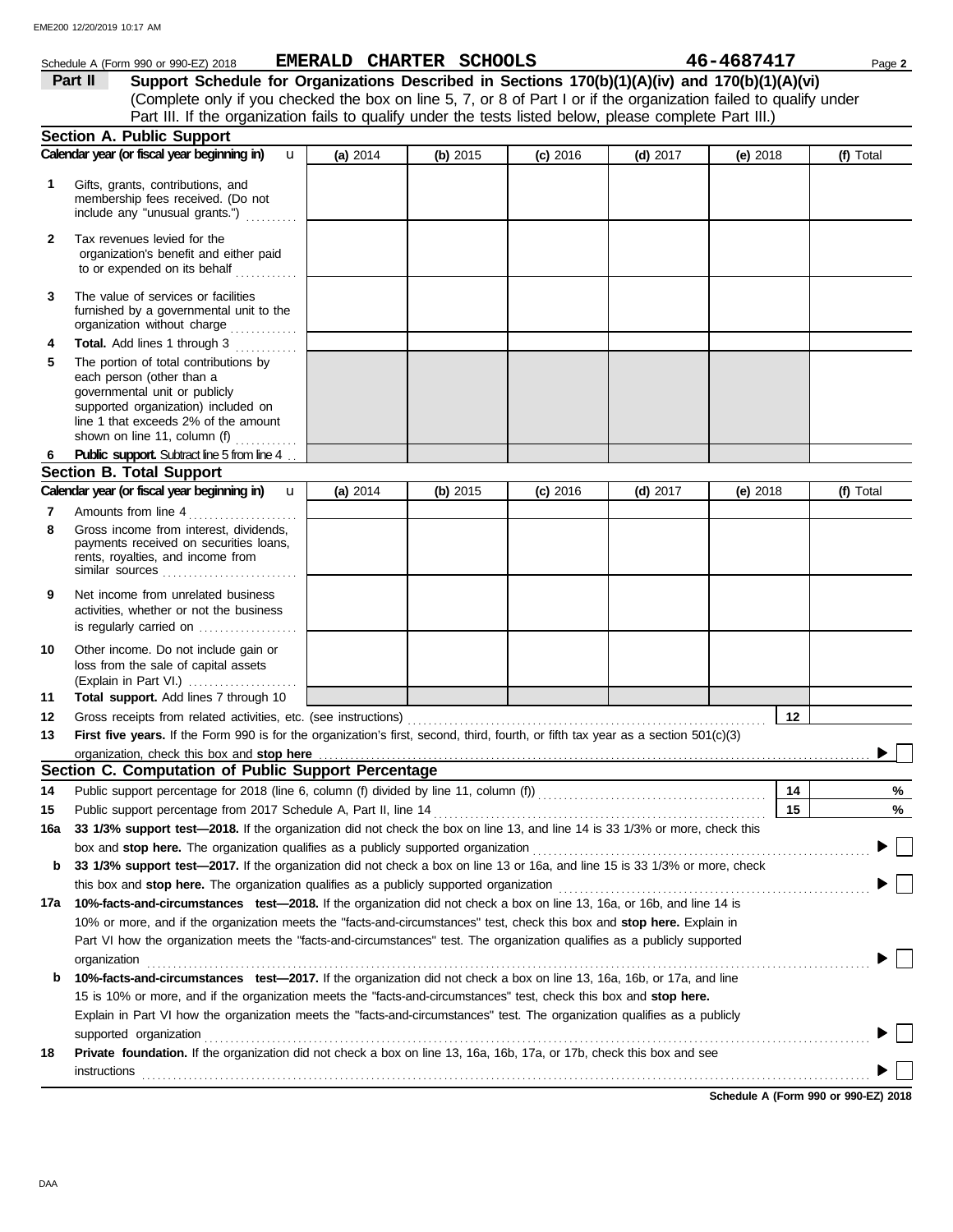Schedule A (Form 990 or 990-EZ) 2018 **EMERALD CHARTER SCHOOLS** **46-4687417** Page **2**

## Part II Support Schedule for Organizations Described in Sections 170(b)(1)(A)(iv) and 170(b)(1)(A)(vi)

(Complete only if you checked the box on line 5, 7, or 8 of Part I or if the organization failed to qualify under Part III. If the organization fails to qualify under the tests listed below, please complete Part III.)

### Section A. Public Support

| Calendar year (or fiscal year beginning in) | (a) 2014 | (b) 2015 | (c) 2016 | (d) 2017 | (e) 2018 | (f) Total |
|---|---|---|---|---|---|---|
| **1** Gifts, grants, contributions, and membership fees received. (Do not include any "unusual grants.") | | | | | | |
| **2** Tax revenues levied for the organization's benefit and either paid to or expended on its behalf | | | | | | |
| **3** The value of services or facilities furnished by a governmental unit to the organization without charge | | | | | | |
| **4** **Total.** Add lines 1 through 3 | | | | | | |
| **5** The portion of total contributions by each person (other than a governmental unit or publicly supported organization) included on line 1 that exceeds 2% of the amount shown on line 11, column (f) | | | | | | |
| **6** **Public support.** Subtract line 5 from line 4 | | | | | | |

### Section B. Total Support

| Calendar year (or fiscal year beginning in) | (a) 2014 | (b) 2015 | (c) 2016 | (d) 2017 | (e) 2018 | (f) Total |
|---|---|---|---|---|---|---|
| **7** Amounts from line 4 | | | | | | |
| **8** Gross income from interest, dividends, payments received on securities loans, rents, royalties, and income from similar sources | | | | | | |
| **9** Net income from unrelated business activities, whether or not the business is regularly carried on | | | | | | |
| **10** Other income. Do not include gain or loss from the sale of capital assets (Explain in Part VI.) | | | | | | |
| **11** **Total support.** Add lines 7 through 10 | | | | | | |

**12** Gross receipts from related activities, etc. (see instructions) **12**

**13** **First five years.** If the Form 990 is for the organization's first, second, third, fourth, or fifth tax year as a section 501(c)(3) organization, check this box and **stop here** ▶ ☐

### Section C. Computation of Public Support Percentage

**14** Public support percentage for 2018 (line 6, column (f) divided by line 11, column (f)) **14** %

**15** Public support percentage from 2017 Schedule A, Part II, line 14 **15** %

**16a** **33 1/3% support test—2018.** If the organization did not check the box on line 13, and line 14 is 33 1/3% or more, check this box and **stop here.** The organization qualifies as a publicly supported organization ▶ ☐

**b** **33 1/3% support test—2017.** If the organization did not check a box on line 13 or 16a, and line 15 is 33 1/3% or more, check this box and **stop here.** The organization qualifies as a publicly supported organization ▶ ☐

**17a** **10%-facts-and-circumstances test—2018.** If the organization did not check a box on line 13, 16a, or 16b, and line 14 is 10% or more, and if the organization meets the "facts-and-circumstances" test, check this box and **stop here.** Explain in Part VI how the organization meets the "facts-and-circumstances" test. The organization qualifies as a publicly supported organization ▶ ☐

**b** **10%-facts-and-circumstances test—2017.** If the organization did not check a box on line 13, 16a, 16b, or 17a, and line 15 is 10% or more, and if the organization meets the "facts-and-circumstances" test, check this box and **stop here.** Explain in Part VI how the organization meets the "facts-and-circumstances" test. The organization qualifies as a publicly supported organization ▶ ☐

**18** **Private foundation.** If the organization did not check a box on line 13, 16a, 16b, 17a, or 17b, check this box and see instructions ▶ ☐

**Schedule A (Form 990 or 990-EZ) 2018**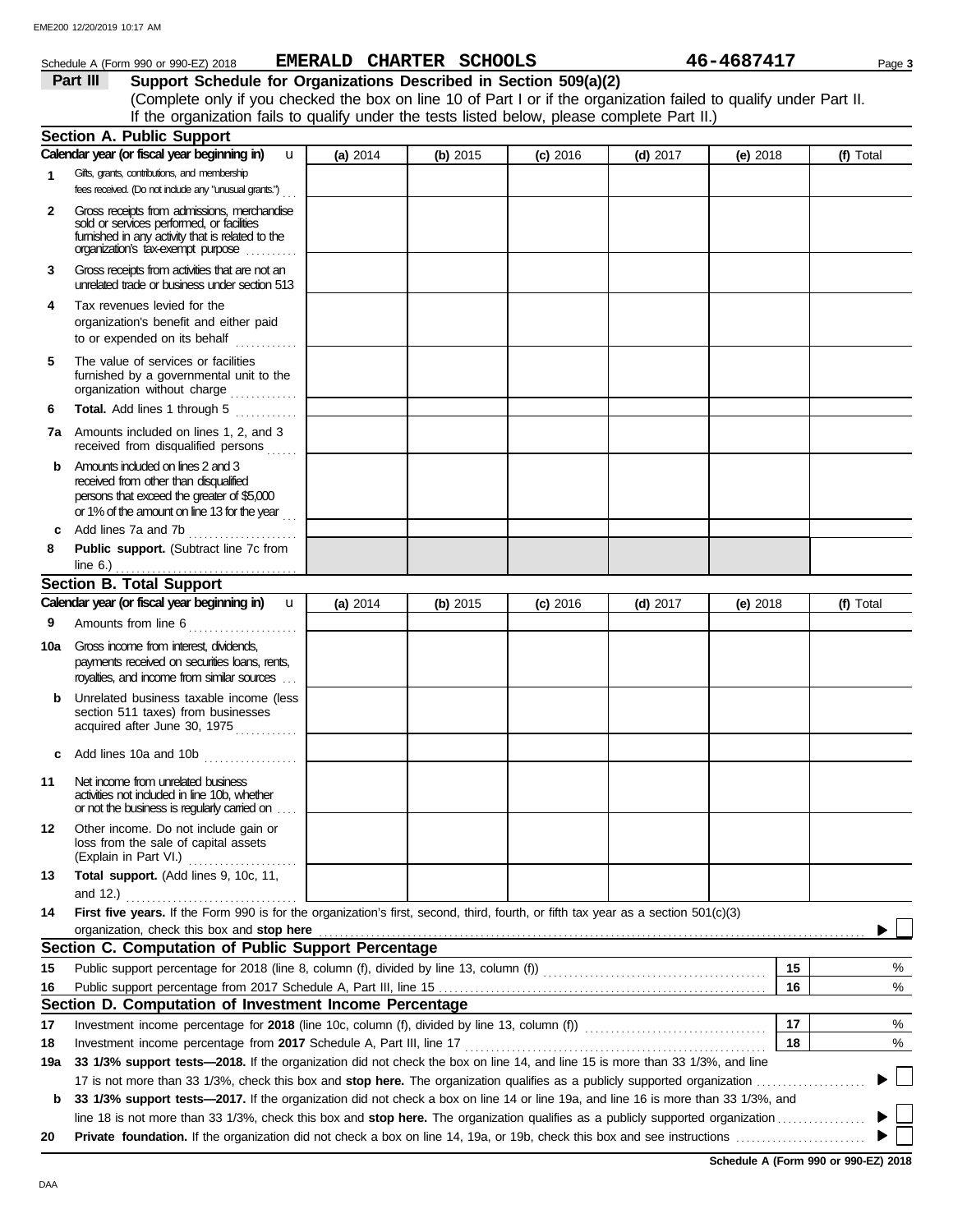Schedule A (Form 990 or 990-EZ) 2018 **EMERALD CHARTER SCHOOLS** **46-4687417** Page **3**

## Part III Support Schedule for Organizations Described in Section 509(a)(2)

(Complete only if you checked the box on line 10 of Part I or if the organization failed to qualify under Part II. If the organization fails to qualify under the tests listed below, please complete Part II.)

### Section A. Public Support

| Calendar year (or fiscal year beginning in) | (a) 2014 | (b) 2015 | (c) 2016 | (d) 2017 | (e) 2018 | (f) Total |
|---|---|---|---|---|---|---|
| **1** Gifts, grants, contributions, and membership fees received. (Do not include any "unusual grants.") | | | | | | |
| **2** Gross receipts from admissions, merchandise sold or services performed, or facilities furnished in any activity that is related to the organization's tax-exempt purpose | | | | | | |
| **3** Gross receipts from activities that are not an unrelated trade or business under section 513 | | | | | | |
| **4** Tax revenues levied for the organization's benefit and either paid to or expended on its behalf | | | | | | |
| **5** The value of services or facilities furnished by a governmental unit to the organization without charge | | | | | | |
| **6** **Total.** Add lines 1 through 5 | | | | | | |
| **7a** Amounts included on lines 1, 2, and 3 received from disqualified persons | | | | | | |
| **b** Amounts included on lines 2 and 3 received from other than disqualified persons that exceed the greater of $5,000 or 1% of the amount on line 13 for the year | | | | | | |
| **c** Add lines 7a and 7b | | | | | | |
| **8** **Public support.** (Subtract line 7c from line 6.) | | | | | | |

### Section B. Total Support

| Calendar year (or fiscal year beginning in) | (a) 2014 | (b) 2015 | (c) 2016 | (d) 2017 | (e) 2018 | (f) Total |
|---|---|---|---|---|---|---|
| **9** Amounts from line 6 | | | | | | |
| **10a** Gross income from interest, dividends, payments received on securities loans, rents, royalties, and income from similar sources | | | | | | |
| **b** Unrelated business taxable income (less section 511 taxes) from businesses acquired after June 30, 1975 | | | | | | |
| **c** Add lines 10a and 10b | | | | | | |
| **11** Net income from unrelated business activities not included in line 10b, whether or not the business is regularly carried on | | | | | | |
| **12** Other income. Do not include gain or loss from the sale of capital assets (Explain in Part VI.) | | | | | | |
| **13** **Total support.** (Add lines 9, 10c, 11, and 12.) | | | | | | |

**14** **First five years.** If the Form 990 is for the organization's first, second, third, fourth, or fifth tax year as a section 501(c)(3) organization, check this box and **stop here** ▶ ☐

### Section C. Computation of Public Support Percentage

| | | | |
|---|---|---|---|
| **15** | Public support percentage for 2018 (line 8, column (f), divided by line 13, column (f)) | **15** | % |
| **16** | Public support percentage from 2017 Schedule A, Part III, line 15 | **16** | % |

### Section D. Computation of Investment Income Percentage

| | | | |
|---|---|---|---|
| **17** | Investment income percentage for **2018** (line 10c, column (f), divided by line 13, column (f)) | **17** | % |
| **18** | Investment income percentage from **2017** Schedule A, Part III, line 17 | **18** | % |

**19a** **33 1/3% support tests—2018.** If the organization did not check the box on line 14, and line 15 is more than 33 1/3%, and line 17 is not more than 33 1/3%, check this box and **stop here.** The organization qualifies as a publicly supported organization ▶ ☐

**b** **33 1/3% support tests—2017.** If the organization did not check a box on line 14 or line 19a, and line 16 is more than 33 1/3%, and line 18 is not more than 33 1/3%, check this box and **stop here.** The organization qualifies as a publicly supported organization ▶ ☐

**20** **Private foundation.** If the organization did not check a box on line 14, 19a, or 19b, check this box and see instructions ▶ ☐

**Schedule A (Form 990 or 990-EZ) 2018**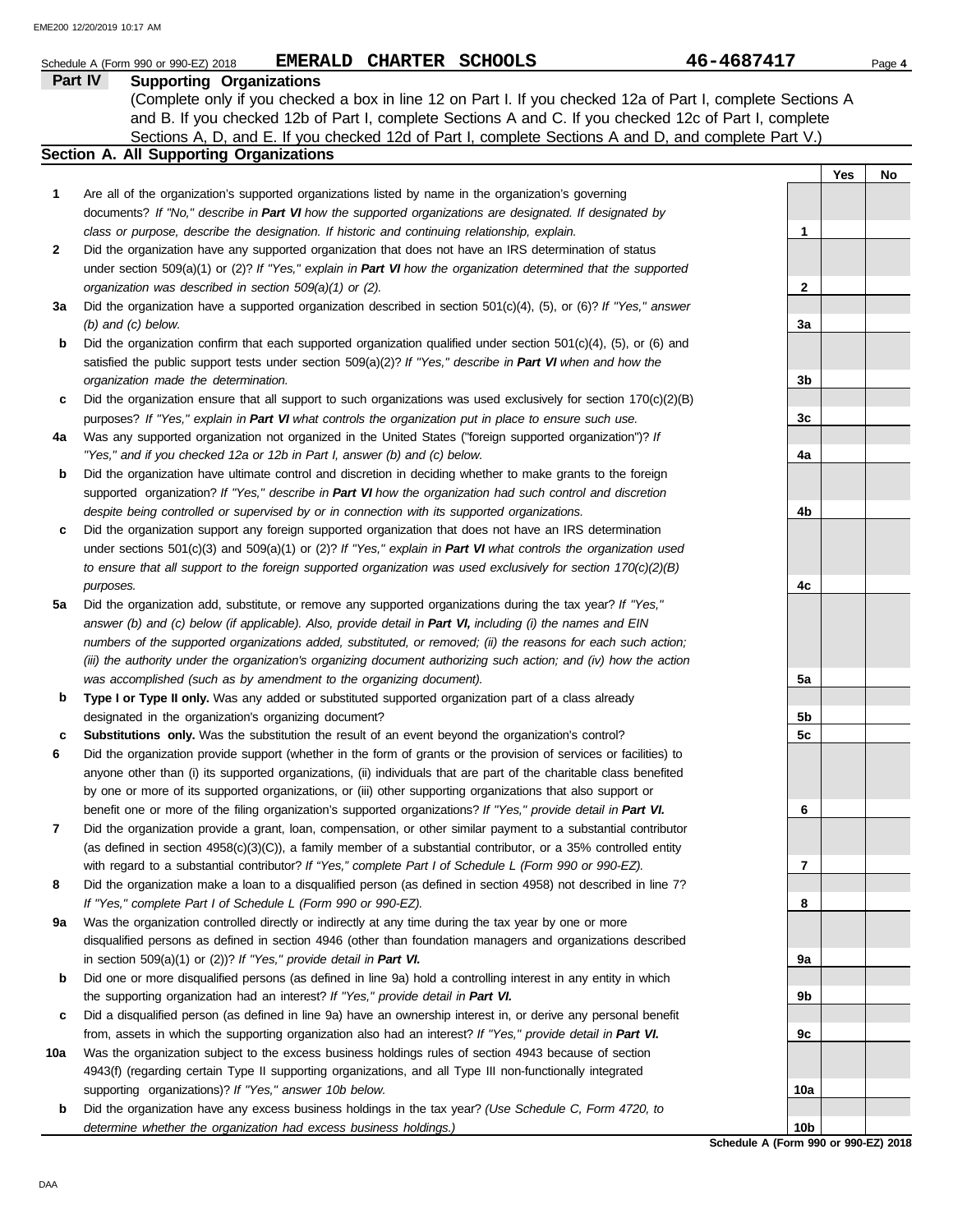Schedule A (Form 990 or 990-EZ) 2018 **EMERALD CHARTER SCHOOLS** **46-4687417** Page **4**

## Part IV Supporting Organizations

(Complete only if you checked a box in line 12 on Part I. If you checked 12a of Part I, complete Sections A and B. If you checked 12b of Part I, complete Sections A and C. If you checked 12c of Part I, complete Sections A, D, and E. If you checked 12d of Part I, complete Sections A and D, and complete Part V.)

### Section A. All Supporting Organizations

| | | | Yes | No |
|---|---|---|---|---|
| **1** | Are all of the organization's supported organizations listed by name in the organization's governing documents? *If "No," describe in **Part VI** how the supported organizations are designated. If designated by class or purpose, describe the designation. If historic and continuing relationship, explain.* | **1** | | |
| **2** | Did the organization have any supported organization that does not have an IRS determination of status under section 509(a)(1) or (2)? *If "Yes," explain in **Part VI** how the organization determined that the supported organization was described in section 509(a)(1) or (2).* | **2** | | |
| **3a** | Did the organization have a supported organization described in section 501(c)(4), (5), or (6)? *If "Yes," answer (b) and (c) below.* | **3a** | | |
| **b** | Did the organization confirm that each supported organization qualified under section 501(c)(4), (5), or (6) and satisfied the public support tests under section 509(a)(2)? *If "Yes," describe in **Part VI** when and how the organization made the determination.* | **3b** | | |
| **c** | Did the organization ensure that all support to such organizations was used exclusively for section 170(c)(2)(B) purposes? *If "Yes," explain in **Part VI** what controls the organization put in place to ensure such use.* | **3c** | | |
| **4a** | Was any supported organization not organized in the United States ("foreign supported organization")? *If "Yes," and if you checked 12a or 12b in Part I, answer (b) and (c) below.* | **4a** | | |
| **b** | Did the organization have ultimate control and discretion in deciding whether to make grants to the foreign supported organization? *If "Yes," describe in **Part VI** how the organization had such control and discretion despite being controlled or supervised by or in connection with its supported organizations.* | **4b** | | |
| **c** | Did the organization support any foreign supported organization that does not have an IRS determination under sections 501(c)(3) and 509(a)(1) or (2)? *If "Yes," explain in **Part VI** what controls the organization used to ensure that all support to the foreign supported organization was used exclusively for section 170(c)(2)(B) purposes.* | **4c** | | |
| **5a** | Did the organization add, substitute, or remove any supported organizations during the tax year? *If "Yes," answer (b) and (c) below (if applicable). Also, provide detail in **Part VI,** including (i) the names and EIN numbers of the supported organizations added, substituted, or removed; (ii) the reasons for each such action; (iii) the authority under the organization's organizing document authorizing such action; and (iv) how the action was accomplished (such as by amendment to the organizing document).* | **5a** | | |
| **b** | **Type I or Type II only.** Was any added or substituted supported organization part of a class already designated in the organization's organizing document? | **5b** | | |
| **c** | **Substitutions only.** Was the substitution the result of an event beyond the organization's control? | **5c** | | |
| **6** | Did the organization provide support (whether in the form of grants or the provision of services or facilities) to anyone other than (i) its supported organizations, (ii) individuals that are part of the charitable class benefited by one or more of its supported organizations, or (iii) other supporting organizations that also support or benefit one or more of the filing organization's supported organizations? *If "Yes," provide detail in **Part VI.*** | **6** | | |
| **7** | Did the organization provide a grant, loan, compensation, or other similar payment to a substantial contributor (as defined in section 4958(c)(3)(C)), a family member of a substantial contributor, or a 35% controlled entity with regard to a substantial contributor? *If "Yes," complete Part I of Schedule L (Form 990 or 990-EZ).* | **7** | | |
| **8** | Did the organization make a loan to a disqualified person (as defined in section 4958) not described in line 7? *If "Yes," complete Part I of Schedule L (Form 990 or 990-EZ).* | **8** | | |
| **9a** | Was the organization controlled directly or indirectly at any time during the tax year by one or more disqualified persons as defined in section 4946 (other than foundation managers and organizations described in section 509(a)(1) or (2))? *If "Yes," provide detail in **Part VI.*** | **9a** | | |
| **b** | Did one or more disqualified persons (as defined in line 9a) hold a controlling interest in any entity in which the supporting organization had an interest? *If "Yes," provide detail in **Part VI.*** | **9b** | | |
| **c** | Did a disqualified person (as defined in line 9a) have an ownership interest in, or derive any personal benefit from, assets in which the supporting organization also had an interest? *If "Yes," provide detail in **Part VI.*** | **9c** | | |
| **10a** | Was the organization subject to the excess business holdings rules of section 4943 because of section 4943(f) (regarding certain Type II supporting organizations, and all Type III non-functionally integrated supporting organizations)? *If "Yes," answer 10b below.* | **10a** | | |
| **b** | Did the organization have any excess business holdings in the tax year? *(Use Schedule C, Form 4720, to determine whether the organization had excess business holdings.)* | **10b** | | |

**Schedule A (Form 990 or 990-EZ) 2018**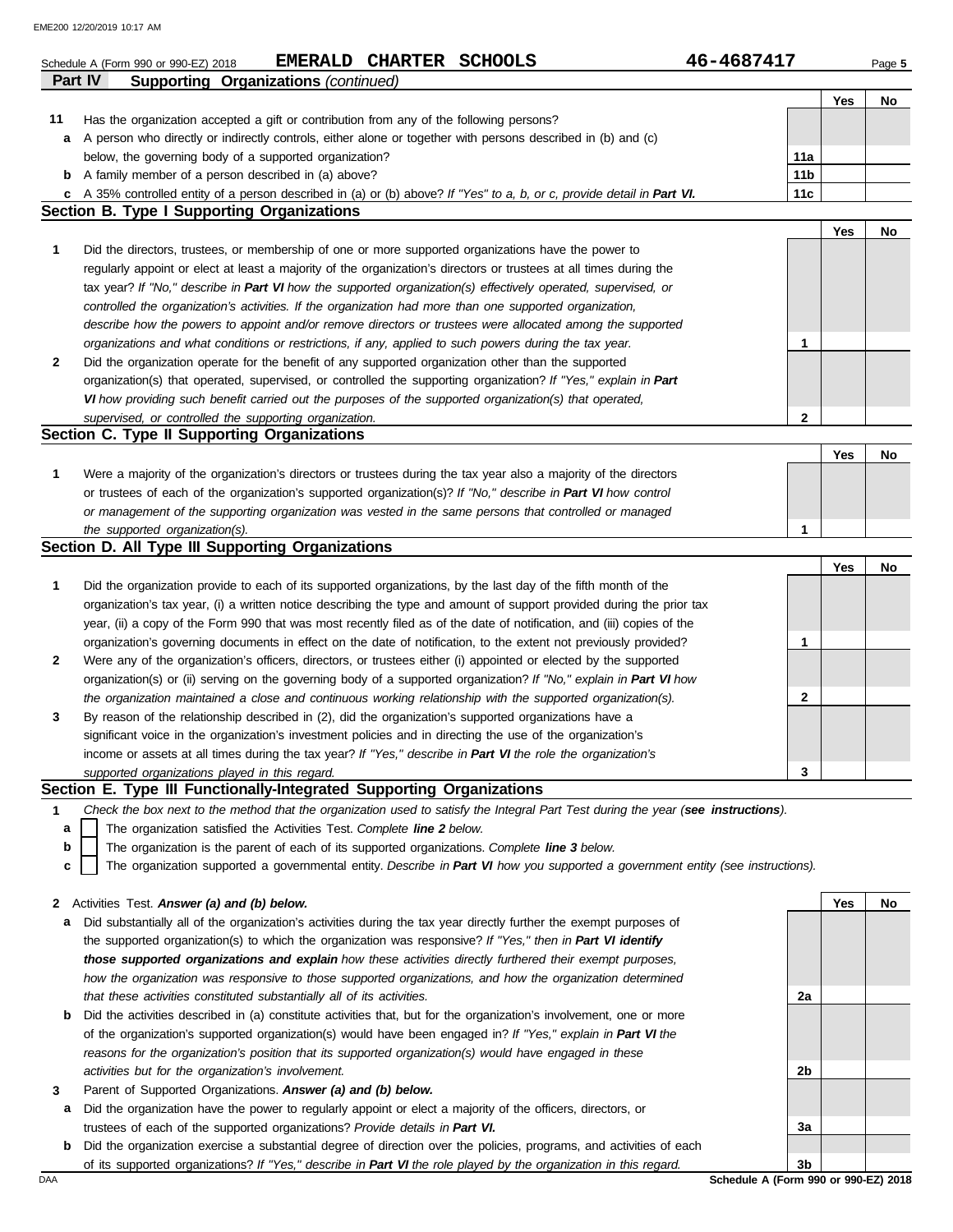Schedule A (Form 990 or 990-EZ) 2018 **EMERALD CHARTER SCHOOLS** 46-4687417

## Part IV Supporting Organizations *(continued)*

| | | | Yes | No |
|---|---|---|---|---|
| **11** | Has the organization accepted a gift or contribution from any of the following persons? | | | |
| **a** | A person who directly or indirectly controls, either alone or together with persons described in (b) and (c) below, the governing body of a supported organization? | 11a | | |
| **b** | A family member of a person described in (a) above? | 11b | | |
| **c** | A 35% controlled entity of a person described in (a) or (b) above? *If "Yes" to a, b, or c, provide detail in* ***Part VI.*** | 11c | | |

### Section B. Type I Supporting Organizations

| | | | Yes | No |
|---|---|---|---|---|
| **1** | Did the directors, trustees, or membership of one or more supported organizations have the power to regularly appoint or elect at least a majority of the organization's directors or trustees at all times during the tax year? *If "No," describe in* ***Part VI*** *how the supported organization(s) effectively operated, supervised, or controlled the organization's activities. If the organization had more than one supported organization, describe how the powers to appoint and/or remove directors or trustees were allocated among the supported organizations and what conditions or restrictions, if any, applied to such powers during the tax year.* | 1 | | |
| **2** | Did the organization operate for the benefit of any supported organization other than the supported organization(s) that operated, supervised, or controlled the supporting organization? *If "Yes," explain in* ***Part VI*** *how providing such benefit carried out the purposes of the supported organization(s) that operated, supervised, or controlled the supporting organization.* | 2 | | |

### Section C. Type II Supporting Organizations

| | | | Yes | No |
|---|---|---|---|---|
| **1** | Were a majority of the organization's directors or trustees during the tax year also a majority of the directors or trustees of each of the organization's supported organization(s)? *If "No," describe in* ***Part VI*** *how control or management of the supporting organization was vested in the same persons that controlled or managed the supported organization(s).* | 1 | | |

### Section D. All Type III Supporting Organizations

| | | | Yes | No |
|---|---|---|---|---|
| **1** | Did the organization provide to each of its supported organizations, by the last day of the fifth month of the organization's tax year, (i) a written notice describing the type and amount of support provided during the prior tax year, (ii) a copy of the Form 990 that was most recently filed as of the date of notification, and (iii) copies of the organization's governing documents in effect on the date of notification, to the extent not previously provided? | 1 | | |
| **2** | Were any of the organization's officers, directors, or trustees either (i) appointed or elected by the supported organization(s) or (ii) serving on the governing body of a supported organization? *If "No," explain in* ***Part VI*** *how the organization maintained a close and continuous working relationship with the supported organization(s).* | 2 | | |
| **3** | By reason of the relationship described in (2), did the organization's supported organizations have a significant voice in the organization's investment policies and in directing the use of the organization's income or assets at all times during the tax year? *If "Yes," describe in* ***Part VI*** *the role the organization's supported organizations played in this regard.* | 3 | | |

### Section E. Type III Functionally-Integrated Supporting Organizations

**1** *Check the box next to the method that the organization used to satisfy the Integral Part Test during the year (****see instructions****).*

- **a** ☐ The organization satisfied the Activities Test. *Complete* ***line 2*** *below.*
- **b** ☐ The organization is the parent of each of its supported organizations. *Complete* ***line 3*** *below.*
- **c** ☐ The organization supported a governmental entity. *Describe in* ***Part VI*** *how you supported a government entity (see instructions).*

| | | | Yes | No |
|---|---|---|---|---|
| **2** | Activities Test. ***Answer (a) and (b) below.*** | | | |
| **a** | Did substantially all of the organization's activities during the tax year directly further the exempt purposes of the supported organization(s) to which the organization was responsive? *If "Yes," then in* ***Part VI identify those supported organizations and explain*** *how these activities directly furthered their exempt purposes, how the organization was responsive to those supported organizations, and how the organization determined that these activities constituted substantially all of its activities.* | 2a | | |
| **b** | Did the activities described in (a) constitute activities that, but for the organization's involvement, one or more of the organization's supported organization(s) would have been engaged in? *If "Yes," explain in* ***Part VI*** *the reasons for the organization's position that its supported organization(s) would have engaged in these activities but for the organization's involvement.* | 2b | | |
| **3** | Parent of Supported Organizations. ***Answer (a) and (b) below.*** | | | |
| **a** | Did the organization have the power to regularly appoint or elect a majority of the officers, directors, or trustees of each of the supported organizations? *Provide details in* ***Part VI.*** | 3a | | |
| **b** | Did the organization exercise a substantial degree of direction over the policies, programs, and activities of each of its supported organizations? *If "Yes," describe in* ***Part VI*** *the role played by the organization in this regard.* | 3b | | |

**Schedule A (Form 990 or 990-EZ) 2018**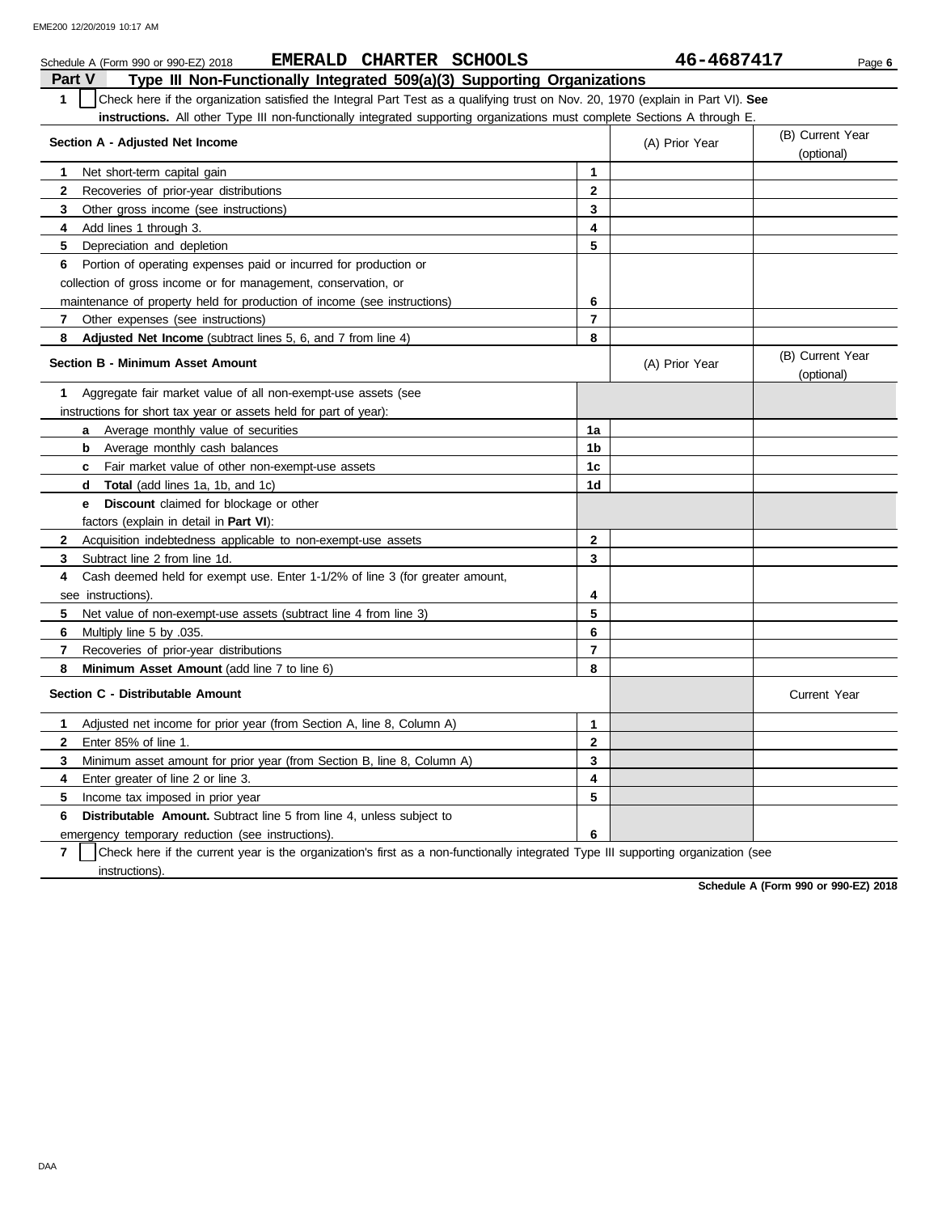Schedule A (Form 990 or 990-EZ) 2018 **EMERALD CHARTER SCHOOLS** **46-4687417**

## Part V Type III Non-Functionally Integrated 509(a)(3) Supporting Organizations

**1** ☐ Check here if the organization satisfied the Integral Part Test as a qualifying trust on Nov. 20, 1970 (explain in Part VI). **See instructions.** All other Type III non-functionally integrated supporting organizations must complete Sections A through E.

| Section A - Adjusted Net Income | | (A) Prior Year | (B) Current Year (optional) |
|---|---|---|---|
| **1** Net short-term capital gain | 1 | | |
| **2** Recoveries of prior-year distributions | 2 | | |
| **3** Other gross income (see instructions) | 3 | | |
| **4** Add lines 1 through 3. | 4 | | |
| **5** Depreciation and depletion | 5 | | |
| **6** Portion of operating expenses paid or incurred for production or collection of gross income or for management, conservation, or maintenance of property held for production of income (see instructions) | 6 | | |
| **7** Other expenses (see instructions) | 7 | | |
| **8** **Adjusted Net Income** (subtract lines 5, 6, and 7 from line 4) | 8 | | |

| Section B - Minimum Asset Amount | | (A) Prior Year | (B) Current Year (optional) |
|---|---|---|---|
| **1** Aggregate fair market value of all non-exempt-use assets (see instructions for short tax year or assets held for part of year): | | | |
| **a** Average monthly value of securities | 1a | | |
| **b** Average monthly cash balances | 1b | | |
| **c** Fair market value of other non-exempt-use assets | 1c | | |
| **d** **Total** (add lines 1a, 1b, and 1c) | 1d | | |
| **e** **Discount** claimed for blockage or other factors (explain in detail in **Part VI**): | | | |
| **2** Acquisition indebtedness applicable to non-exempt-use assets | 2 | | |
| **3** Subtract line 2 from line 1d. | 3 | | |
| **4** Cash deemed held for exempt use. Enter 1-1/2% of line 3 (for greater amount, see instructions). | 4 | | |
| **5** Net value of non-exempt-use assets (subtract line 4 from line 3) | 5 | | |
| **6** Multiply line 5 by .035. | 6 | | |
| **7** Recoveries of prior-year distributions | 7 | | |
| **8** **Minimum Asset Amount** (add line 7 to line 6) | 8 | | |

| Section C - Distributable Amount | | | Current Year |
|---|---|---|---|
| **1** Adjusted net income for prior year (from Section A, line 8, Column A) | 1 | | |
| **2** Enter 85% of line 1. | 2 | | |
| **3** Minimum asset amount for prior year (from Section B, line 8, Column A) | 3 | | |
| **4** Enter greater of line 2 or line 3. | 4 | | |
| **5** Income tax imposed in prior year | 5 | | |
| **6** **Distributable Amount.** Subtract line 5 from line 4, unless subject to emergency temporary reduction (see instructions). | 6 | | |

**7** ☐ Check here if the current year is the organization's first as a non-functionally integrated Type III supporting organization (see instructions).

**Schedule A (Form 990 or 990-EZ) 2018**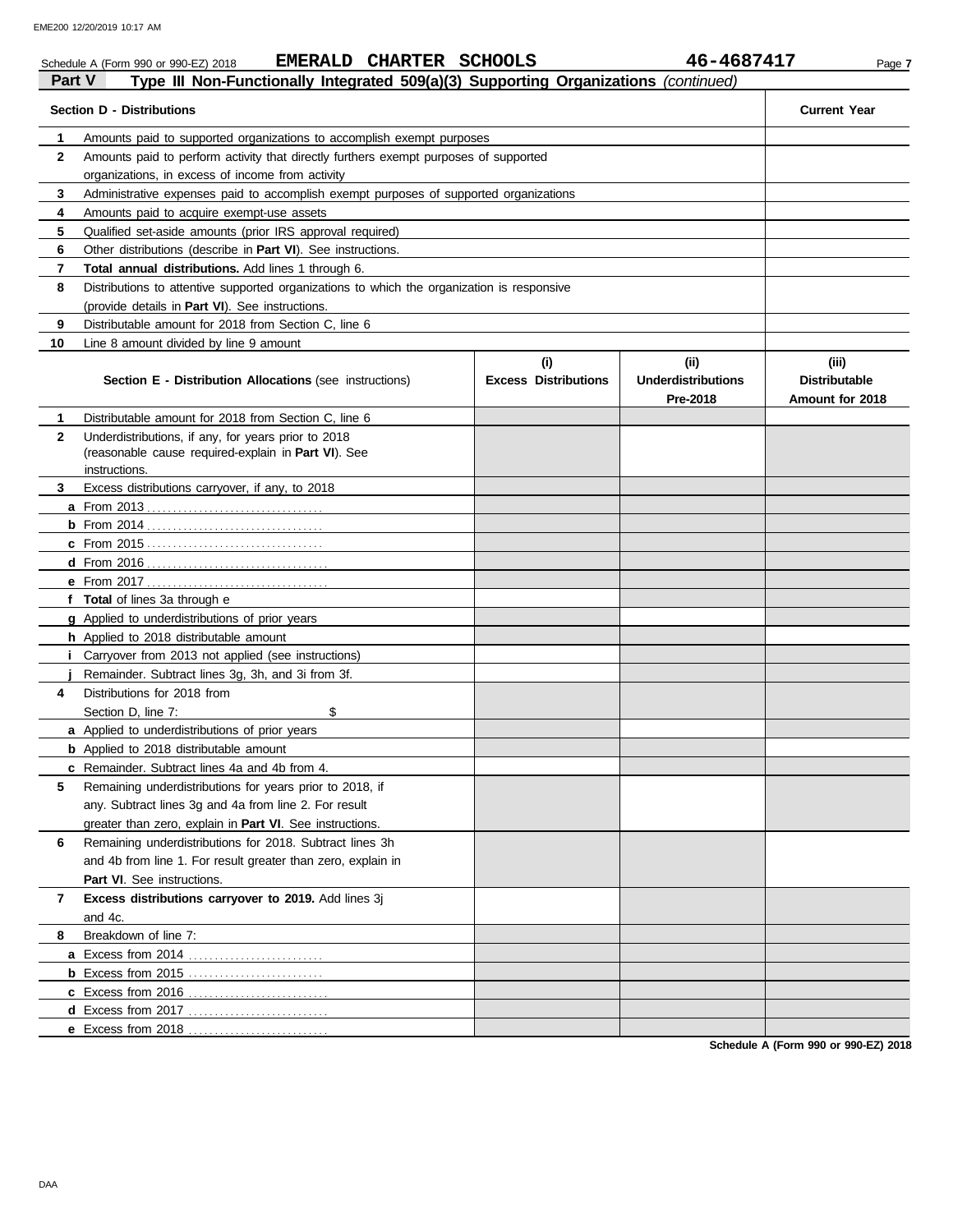Schedule A (Form 990 or 990-EZ) 2018 **EMERALD CHARTER SCHOOLS** **46-4687417**

## Part V Type III Non-Functionally Integrated 509(a)(3) Supporting Organizations *(continued)*

| | Section D - Distributions | Current Year |
|---|---|---|
| 1 | Amounts paid to supported organizations to accomplish exempt purposes | |
| 2 | Amounts paid to perform activity that directly furthers exempt purposes of supported organizations, in excess of income from activity | |
| 3 | Administrative expenses paid to accomplish exempt purposes of supported organizations | |
| 4 | Amounts paid to acquire exempt-use assets | |
| 5 | Qualified set-aside amounts (prior IRS approval required) | |
| 6 | Other distributions (describe in **Part VI**). See instructions. | |
| 7 | **Total annual distributions.** Add lines 1 through 6. | |
| 8 | Distributions to attentive supported organizations to which the organization is responsive (provide details in **Part VI**). See instructions. | |
| 9 | Distributable amount for 2018 from Section C, line 6 | |
| 10 | Line 8 amount divided by line 9 amount | |

| | Section E - Distribution Allocations (see instructions) | (i) Excess Distributions | (ii) Underdistributions Pre-2018 | (iii) Distributable Amount for 2018 |
|---|---|---|---|---|
| 1 | Distributable amount for 2018 from Section C, line 6 | | | |
| 2 | Underdistributions, if any, for years prior to 2018 (reasonable cause required-explain in **Part VI**). See instructions. | | | |
| 3 | Excess distributions carryover, if any, to 2018 | | | |
| a | From 2013 | | | |
| b | From 2014 | | | |
| c | From 2015 | | | |
| d | From 2016 | | | |
| e | From 2017 | | | |
| f | **Total** of lines 3a through e | | | |
| g | Applied to underdistributions of prior years | | | |
| h | Applied to 2018 distributable amount | | | |
| i | Carryover from 2013 not applied (see instructions) | | | |
| j | Remainder. Subtract lines 3g, 3h, and 3i from 3f. | | | |
| 4 | Distributions for 2018 from Section D, line 7: $ | | | |
| a | Applied to underdistributions of prior years | | | |
| b | Applied to 2018 distributable amount | | | |
| c | Remainder. Subtract lines 4a and 4b from 4. | | | |
| 5 | Remaining underdistributions for years prior to 2018, if any. Subtract lines 3g and 4a from line 2. For result greater than zero, explain in **Part VI**. See instructions. | | | |
| 6 | Remaining underdistributions for 2018. Subtract lines 3h and 4b from line 1. For result greater than zero, explain in **Part VI**. See instructions. | | | |
| 7 | **Excess distributions carryover to 2019.** Add lines 3j and 4c. | | | |
| 8 | Breakdown of line 7: | | | |
| a | Excess from 2014 | | | |
| b | Excess from 2015 | | | |
| c | Excess from 2016 | | | |
| d | Excess from 2017 | | | |
| e | Excess from 2018 | | | |

**Schedule A (Form 990 or 990-EZ) 2018**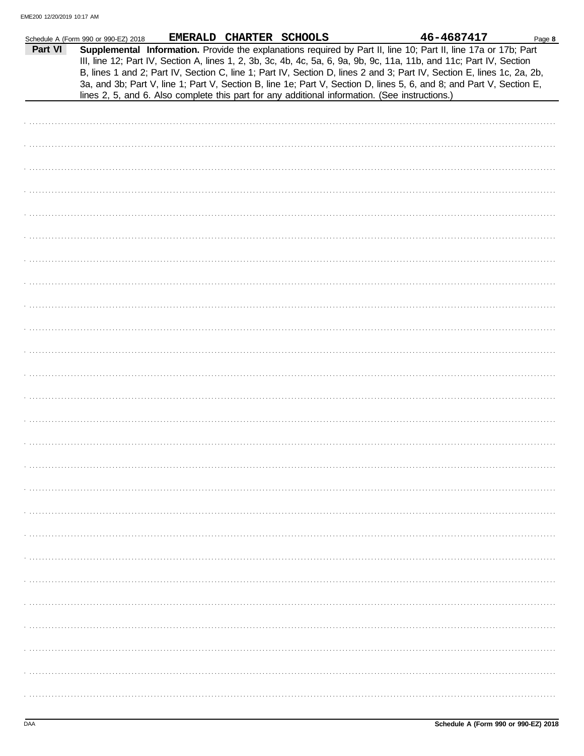Schedule A (Form 990 or 990-EZ) 2018 **EMERALD CHARTER SCHOOLS** **46-4687417** Page **8**

**Part VI** **Supplemental Information.** Provide the explanations required by Part II, line 10; Part II, line 17a or 17b; Part III, line 12; Part IV, Section A, lines 1, 2, 3b, 3c, 4b, 4c, 5a, 6, 9a, 9b, 9c, 11a, 11b, and 11c; Part IV, Section B, lines 1 and 2; Part IV, Section C, line 1; Part IV, Section D, lines 2 and 3; Part IV, Section E, lines 1c, 2a, 2b, 3a, and 3b; Part V, line 1; Part V, Section B, line 1e; Part V, Section D, lines 5, 6, and 8; and Part V, Section E, lines 2, 5, and 6. Also complete this part for any additional information. (See instructions.)

DAA **Schedule A (Form 990 or 990-EZ) 2018**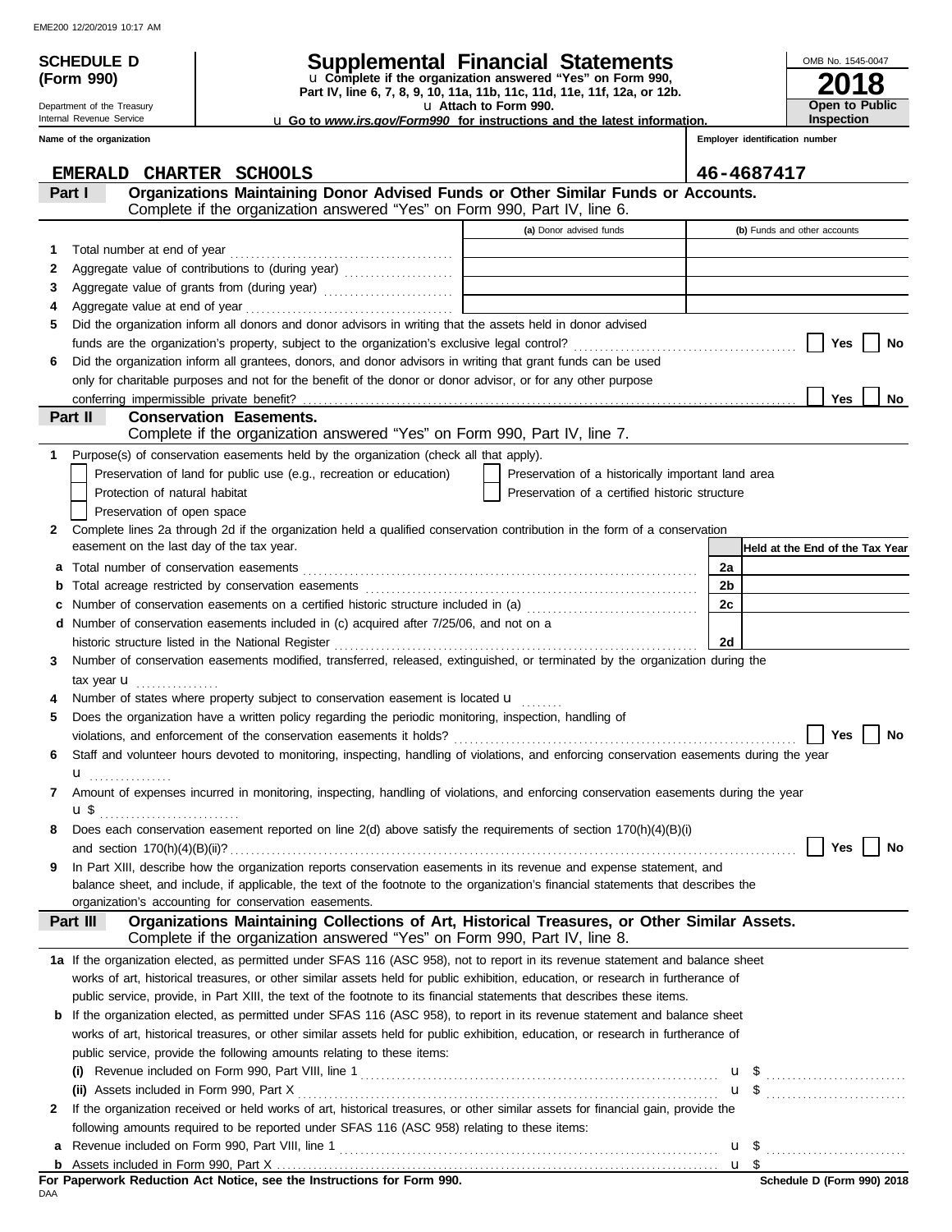EME200 12/20/2019 10:17 AM

**SCHEDULE D (Form 990)**

Department of the Treasury
Internal Revenue Service

# Supplemental Financial Statements

u **Complete if the organization answered "Yes" on Form 990, Part IV, line 6, 7, 8, 9, 10, 11a, 11b, 11c, 11d, 11e, 11f, 12a, or 12b.**
u **Attach to Form 990.**
u **Go to *www.irs.gov/Form990* for instructions and the latest information.**

OMB No. 1545-0047
**2018**
**Open to Public Inspection**

**Name of the organization**: EMERALD CHARTER SCHOOLS
**Employer identification number**: 46-4687417

## Part I — Organizations Maintaining Donor Advised Funds or Other Similar Funds or Accounts.
Complete if the organization answered "Yes" on Form 990, Part IV, line 6.

| | | (a) Donor advised funds | (b) Funds and other accounts |
|---|---|---|---|
| 1 | Total number at end of year | | |
| 2 | Aggregate value of contributions to (during year) | | |
| 3 | Aggregate value of grants from (during year) | | |
| 4 | Aggregate value at end of year | | |

5 Did the organization inform all donors and donor advisors in writing that the assets held in donor advised funds are the organization's property, subject to the organization's exclusive legal control? ☐ Yes ☐ No

6 Did the organization inform all grantees, donors, and donor advisors in writing that grant funds can be used only for charitable purposes and not for the benefit of the donor or donor advisor, or for any other purpose conferring impermissible private benefit? ☐ Yes ☐ No

## Part II — Conservation Easements.
Complete if the organization answered "Yes" on Form 990, Part IV, line 7.

1 Purpose(s) of conservation easements held by the organization (check all that apply).

- ☐ Preservation of land for public use (e.g., recreation or education)
- ☐ Protection of natural habitat
- ☐ Preservation of open space
- ☐ Preservation of a historically important land area
- ☐ Preservation of a certified historic structure

2 Complete lines 2a through 2d if the organization held a qualified conservation contribution in the form of a conservation easement on the last day of the tax year.

| | | | Held at the End of the Tax Year |
|---|---|---|---|
| a | Total number of conservation easements | 2a | |
| b | Total acreage restricted by conservation easements | 2b | |
| c | Number of conservation easements on a certified historic structure included in (a) | 2c | |
| d | Number of conservation easements included in (c) acquired after 7/25/06, and not on a historic structure listed in the National Register | 2d | |

3 Number of conservation easements modified, transferred, released, extinguished, or terminated by the organization during the tax year u

4 Number of states where property subject to conservation easement is located u

5 Does the organization have a written policy regarding the periodic monitoring, inspection, handling of violations, and enforcement of the conservation easements it holds? ☐ Yes ☐ No

6 Staff and volunteer hours devoted to monitoring, inspecting, handling of violations, and enforcing conservation easements during the year u

7 Amount of expenses incurred in monitoring, inspecting, handling of violations, and enforcing conservation easements during the year u $

8 Does each conservation easement reported on line 2(d) above satisfy the requirements of section 170(h)(4)(B)(i) and section 170(h)(4)(B)(ii)? ☐ Yes ☐ No

9 In Part XIII, describe how the organization reports conservation easements in its revenue and expense statement, and balance sheet, and include, if applicable, the text of the footnote to the organization's financial statements that describes the organization's accounting for conservation easements.

## Part III — Organizations Maintaining Collections of Art, Historical Treasures, or Other Similar Assets.
Complete if the organization answered "Yes" on Form 990, Part IV, line 8.

**1a** If the organization elected, as permitted under SFAS 116 (ASC 958), not to report in its revenue statement and balance sheet works of art, historical treasures, or other similar assets held for public exhibition, education, or research in furtherance of public service, provide, in Part XIII, the text of the footnote to its financial statements that describes these items.

**b** If the organization elected, as permitted under SFAS 116 (ASC 958), to report in its revenue statement and balance sheet works of art, historical treasures, or other similar assets held for public exhibition, education, or research in furtherance of public service, provide the following amounts relating to these items:

(i) Revenue included on Form 990, Part VIII, line 1 u $

(ii) Assets included in Form 990, Part X u $

**2** If the organization received or held works of art, historical treasures, or other similar assets for financial gain, provide the following amounts required to be reported under SFAS 116 (ASC 958) relating to these items:

a Revenue included on Form 990, Part VIII, line 1 u $

b Assets included in Form 990, Part X u $

**For Paperwork Reduction Act Notice, see the Instructions for Form 990.**
DAA
**Schedule D (Form 990) 2018**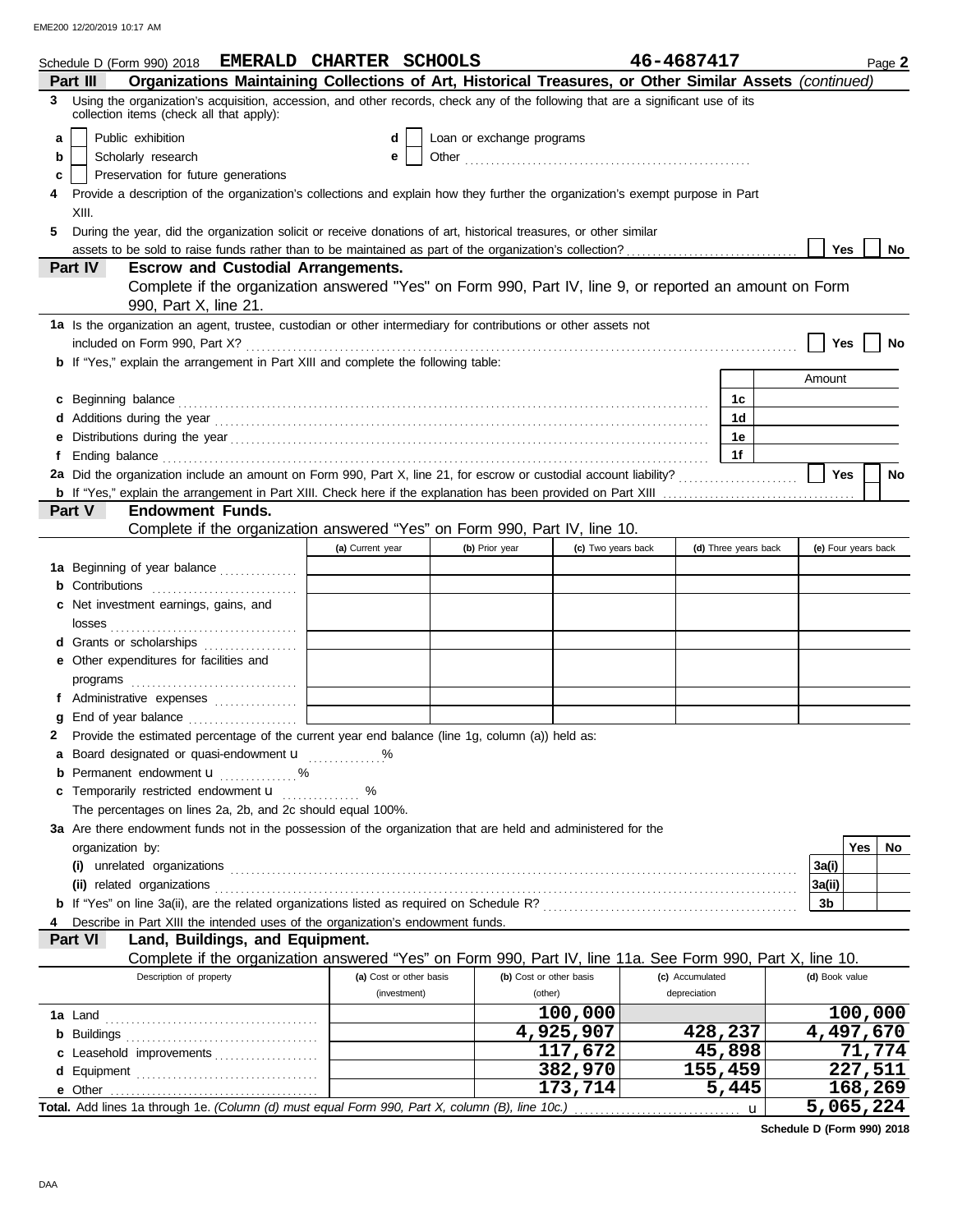Schedule D (Form 990) 2018 **EMERALD CHARTER SCHOOLS** **46-4687417** Page **2**

## Part III Organizations Maintaining Collections of Art, Historical Treasures, or Other Similar Assets *(continued)*

**3** Using the organization's acquisition, accession, and other records, check any of the following that are a significant use of its collection items (check all that apply):

- **a** ☐ Public exhibition
- **b** ☐ Scholarly research
- **c** ☐ Preservation for future generations
- **d** ☐ Loan or exchange programs
- **e** ☐ Other ............

**4** Provide a description of the organization's collections and explain how they further the organization's exempt purpose in Part XIII.

**5** During the year, did the organization solicit or receive donations of art, historical treasures, or other similar assets to be sold to raise funds rather than to be maintained as part of the organization's collection? ☐ Yes ☐ No

## Part IV Escrow and Custodial Arrangements.

Complete if the organization answered "Yes" on Form 990, Part IV, line 9, or reported an amount on Form 990, Part X, line 21.

**1a** Is the organization an agent, trustee, custodian or other intermediary for contributions or other assets not included on Form 990, Part X? ☐ Yes ☐ No

**b** If "Yes," explain the arrangement in Part XIII and complete the following table:

| | | Amount |
|---|---|---|
| **c** Beginning balance | 1c | |
| **d** Additions during the year | 1d | |
| **e** Distributions during the year | 1e | |
| **f** Ending balance | 1f | |

**2a** Did the organization include an amount on Form 990, Part X, line 21, for escrow or custodial account liability? ☐ Yes ☐ No

**b** If "Yes," explain the arrangement in Part XIII. Check here if the explanation has been provided on Part XIII ☐

## Part V Endowment Funds.

Complete if the organization answered "Yes" on Form 990, Part IV, line 10.

| | (a) Current year | (b) Prior year | (c) Two years back | (d) Three years back | (e) Four years back |
|---|---|---|---|---|---|
| **1a** Beginning of year balance | | | | | |
| **b** Contributions | | | | | |
| **c** Net investment earnings, gains, and losses | | | | | |
| **d** Grants or scholarships | | | | | |
| **e** Other expenditures for facilities and programs | | | | | |
| **f** Administrative expenses | | | | | |
| **g** End of year balance | | | | | |

**2** Provide the estimated percentage of the current year end balance (line 1g, column (a)) held as:

- **a** Board designated or quasi-endowment u ............%
- **b** Permanent endowment u ............%
- **c** Temporarily restricted endowment u ............%

The percentages on lines 2a, 2b, and 2c should equal 100%.

**3a** Are there endowment funds not in the possession of the organization that are held and administered for the organization by:

| | | Yes | No |
|---|---|---|---|
| **(i)** unrelated organizations | 3a(i) | | |
| **(ii)** related organizations | 3a(ii) | | |
| **b** If "Yes" on line 3a(ii), are the related organizations listed as required on Schedule R? | 3b | | |

**4** Describe in Part XIII the intended uses of the organization's endowment funds.

## Part VI Land, Buildings, and Equipment.

Complete if the organization answered "Yes" on Form 990, Part IV, line 11a. See Form 990, Part X, line 10.

| Description of property | (a) Cost or other basis (investment) | (b) Cost or other basis (other) | (c) Accumulated depreciation | (d) Book value |
|---|---|---|---|---|
| **1a** Land | | 100,000 | | 100,000 |
| **b** Buildings | | 4,925,907 | 428,237 | 4,497,670 |
| **c** Leasehold improvements | | 117,672 | 45,898 | 71,774 |
| **d** Equipment | | 382,970 | 155,459 | 227,511 |
| **e** Other | | 173,714 | 5,445 | 168,269 |
| **Total.** Add lines 1a through 1e. *(Column (d) must equal Form 990, Part X, column (B), line 10c.)* u | | | | 5,065,224 |

**Schedule D (Form 990) 2018**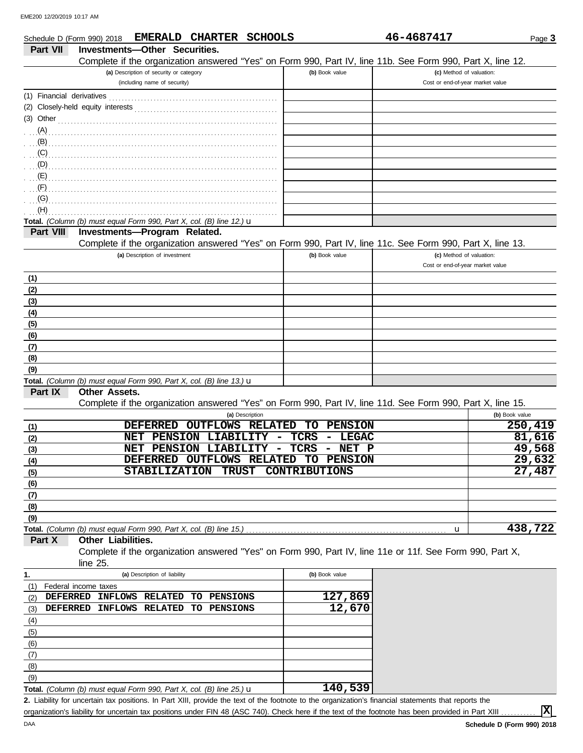Schedule D (Form 990) 2018 **EMERALD CHARTER SCHOOLS** **46-4687417**

## Part VII Investments—Other Securities.

Complete if the organization answered "Yes" on Form 990, Part IV, line 11b. See Form 990, Part X, line 12.

| (a) Description of security or category (including name of security) | (b) Book value | (c) Method of valuation: Cost or end-of-year market value |
|---|---|---|
| (1) Financial derivatives | | |
| (2) Closely-held equity interests | | |
| (3) Other | | |
| (A) | | |
| (B) | | |
| (C) | | |
| (D) | | |
| (E) | | |
| (F) | | |
| (G) | | |
| (H) | | |
| **Total.** *(Column (b) must equal Form 990, Part X, col. (B) line 12.)* u | | |

## Part VIII Investments—Program Related.

Complete if the organization answered "Yes" on Form 990, Part IV, line 11c. See Form 990, Part X, line 13.

| (a) Description of investment | (b) Book value | (c) Method of valuation: Cost or end-of-year market value |
|---|---|---|
| (1) | | |
| (2) | | |
| (3) | | |
| (4) | | |
| (5) | | |
| (6) | | |
| (7) | | |
| (8) | | |
| (9) | | |
| **Total.** *(Column (b) must equal Form 990, Part X, col. (B) line 13.)* u | | |

## Part IX Other Assets.

Complete if the organization answered "Yes" on Form 990, Part IV, line 11d. See Form 990, Part X, line 15.

| | (a) Description | (b) Book value |
|---|---|---|
| (1) | DEFERRED OUTFLOWS RELATED TO PENSION | 250,419 |
| (2) | NET PENSION LIABILITY - TCRS - LEGAC | 81,616 |
| (3) | NET PENSION LIABILITY - TCRS - NET P | 49,568 |
| (4) | DEFERRED OUTFLOWS RELATED TO PENSION | 29,632 |
| (5) | STABILIZATION TRUST CONTRIBUTIONS | 27,487 |
| (6) | | |
| (7) | | |
| (8) | | |
| (9) | | |
| **Total.** | *(Column (b) must equal Form 990, Part X, col. (B) line 15.)* u | **438,722** |

## Part X Other Liabilities.

Complete if the organization answered "Yes" on Form 990, Part IV, line 11e or 11f. See Form 990, Part X, line 25.

| 1. (a) Description of liability | (b) Book value |
|---|---|
| (1) Federal income taxes | |
| (2) DEFERRED INFLOWS RELATED TO PENSIONS | 127,869 |
| (3) DEFERRED INFLOWS RELATED TO PENSIONS | 12,670 |
| (4) | |
| (5) | |
| (6) | |
| (7) | |
| (8) | |
| (9) | |
| **Total.** *(Column (b) must equal Form 990, Part X, col. (B) line 25.)* u | **140,539** |

**2.** Liability for uncertain tax positions. In Part XIII, provide the text of the footnote to the organization's financial statements that reports the organization's liability for uncertain tax positions under FIN 48 (ASC 740). Check here if the text of the footnote has been provided in Part XIII ........... [X]

**Schedule D (Form 990) 2018**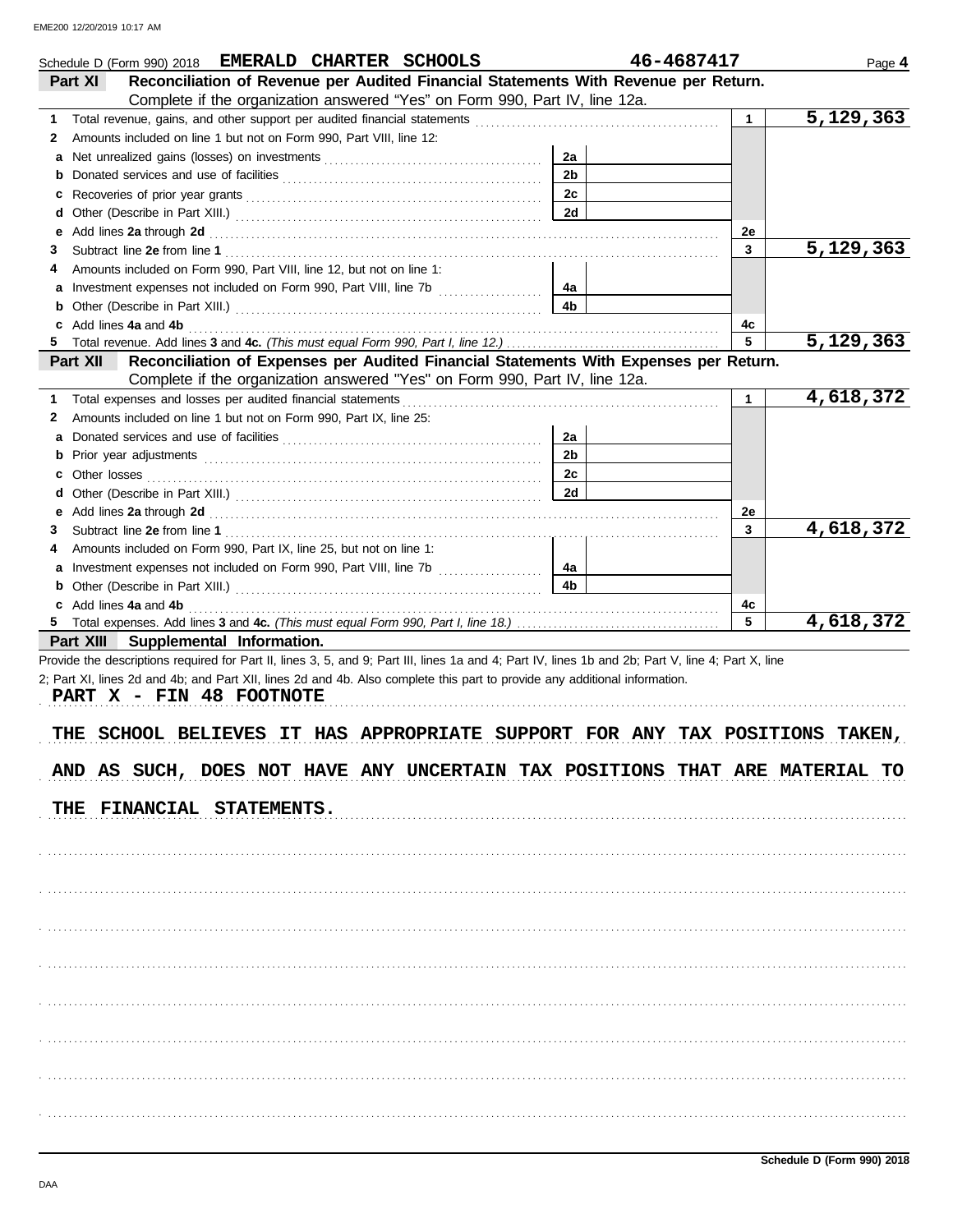Schedule D (Form 990) 2018 **EMERALD CHARTER SCHOOLS** **46-4687417** Page **4**

## Part XI Reconciliation of Revenue per Audited Financial Statements With Revenue per Return.

Complete if the organization answered "Yes" on Form 990, Part IV, line 12a.

| | | | | | |
|---|---|---|---|---|---|
| **1** | Total revenue, gains, and other support per audited financial statements | | | 1 | 5,129,363 |
| **2** | Amounts included on line 1 but not on Form 990, Part VIII, line 12: | | | | |
| **a** | Net unrealized gains (losses) on investments | 2a | | | |
| **b** | Donated services and use of facilities | 2b | | | |
| **c** | Recoveries of prior year grants | 2c | | | |
| **d** | Other (Describe in Part XIII.) | 2d | | | |
| **e** | Add lines **2a** through **2d** | | | 2e | |
| **3** | Subtract line **2e** from line **1** | | | 3 | 5,129,363 |
| **4** | Amounts included on Form 990, Part VIII, line 12, but not on line 1: | | | | |
| **a** | Investment expenses not included on Form 990, Part VIII, line 7b | 4a | | | |
| **b** | Other (Describe in Part XIII.) | 4b | | | |
| **c** | Add lines **4a** and **4b** | | | 4c | |
| **5** | Total revenue. Add lines **3** and **4c.** *(This must equal Form 990, Part I, line 12.)* | | | 5 | 5,129,363 |

## Part XII Reconciliation of Expenses per Audited Financial Statements With Expenses per Return.

Complete if the organization answered "Yes" on Form 990, Part IV, line 12a.

| | | | | | |
|---|---|---|---|---|---|
| **1** | Total expenses and losses per audited financial statements | | | 1 | 4,618,372 |
| **2** | Amounts included on line 1 but not on Form 990, Part IX, line 25: | | | | |
| **a** | Donated services and use of facilities | 2a | | | |
| **b** | Prior year adjustments | 2b | | | |
| **c** | Other losses | 2c | | | |
| **d** | Other (Describe in Part XIII.) | 2d | | | |
| **e** | Add lines **2a** through **2d** | | | 2e | |
| **3** | Subtract line **2e** from line **1** | | | 3 | 4,618,372 |
| **4** | Amounts included on Form 990, Part IX, line 25, but not on line 1: | | | | |
| **a** | Investment expenses not included on Form 990, Part VIII, line 7b | 4a | | | |
| **b** | Other (Describe in Part XIII.) | 4b | | | |
| **c** | Add lines **4a** and **4b** | | | 4c | |
| **5** | Total expenses. Add lines **3** and **4c.** *(This must equal Form 990, Part I, line 18.)* | | | 5 | 4,618,372 |

## Part XIII Supplemental Information.

Provide the descriptions required for Part II, lines 3, 5, and 9; Part III, lines 1a and 4; Part IV, lines 1b and 2b; Part V, line 4; Part X, line 2; Part XI, lines 2d and 4b; and Part XII, lines 2d and 4b. Also complete this part to provide any additional information.

PART X - FIN 48 FOOTNOTE

THE SCHOOL BELIEVES IT HAS APPROPRIATE SUPPORT FOR ANY TAX POSITIONS TAKEN, AND AS SUCH, DOES NOT HAVE ANY UNCERTAIN TAX POSITIONS THAT ARE MATERIAL TO THE FINANCIAL STATEMENTS.

Schedule D (Form 990) 2018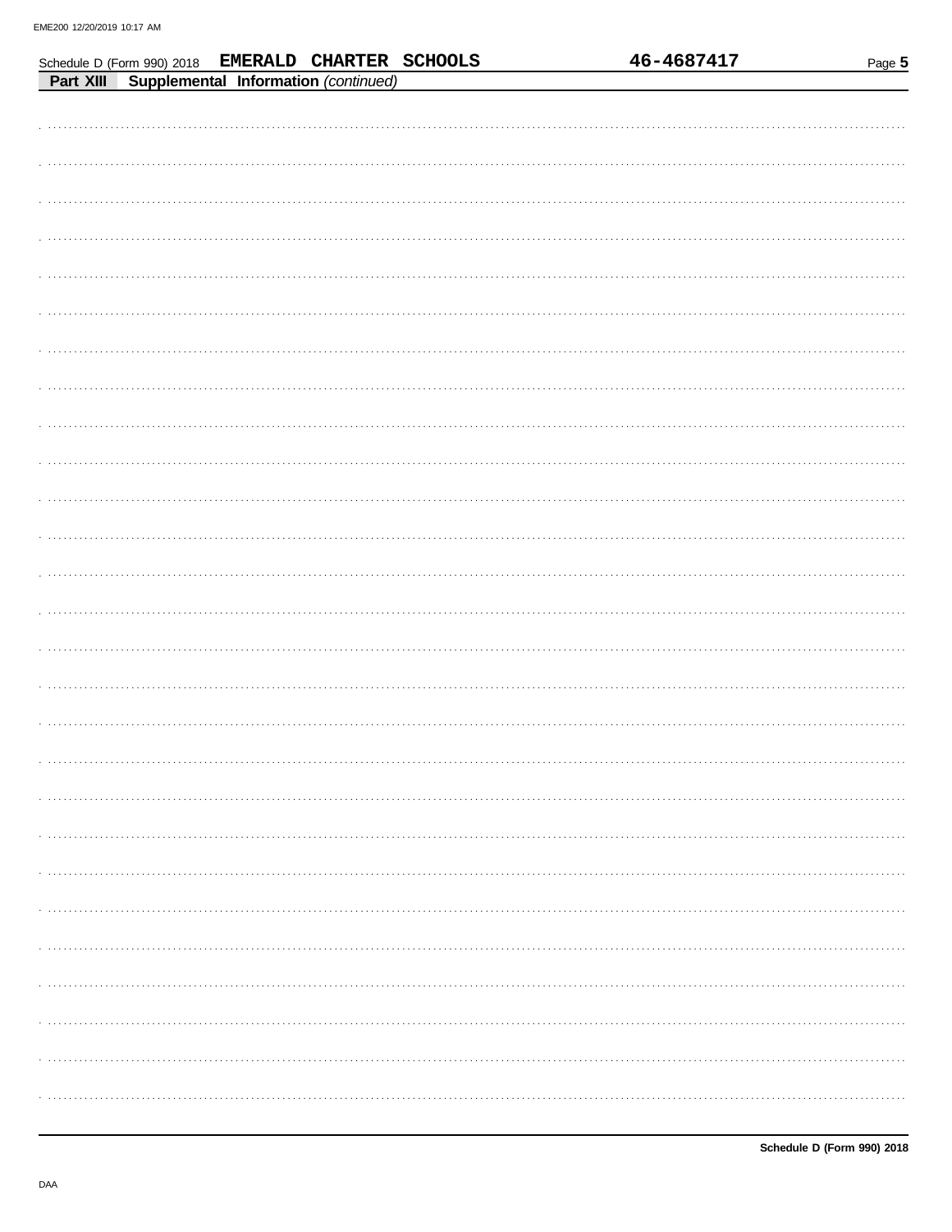Schedule D (Form 990) 2018 **EMERALD CHARTER SCHOOLS** **46-4687417**

**Part XIII** **Supplemental Information** *(continued)*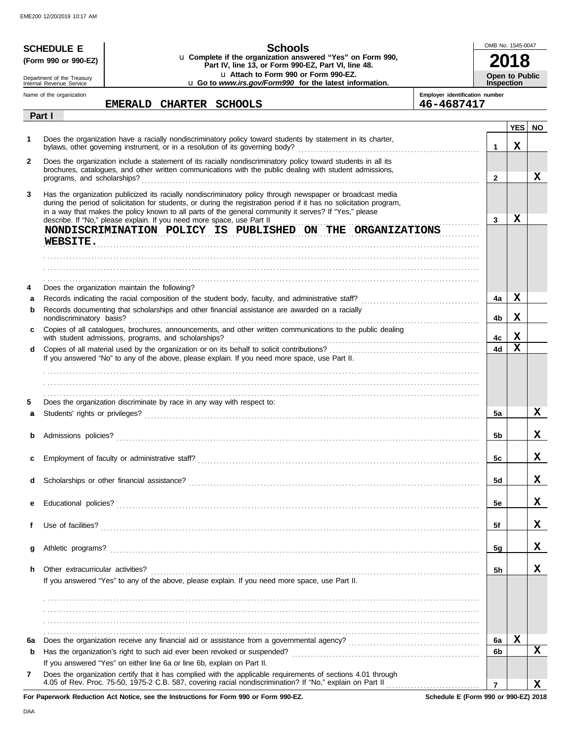EME200 12/20/2019 10:17 AM

**SCHEDULE E**
**(Form 990 or 990-EZ)**

Department of the Treasury
Internal Revenue Service

# Schools

u **Complete if the organization answered "Yes" on Form 990, Part IV, line 13, or Form 990-EZ, Part VI, line 48.**
u **Attach to Form 990 or Form 990-EZ.**
u **Go to *www.irs.gov/Form990* for the latest information.**

OMB No. 1545-0047
**2018**
**Open to Public Inspection**

Name of the organization: **EMERALD CHARTER SCHOOLS**
Employer identification number: **46-4687417**

**Part I**

| | | | YES | NO |
|---|---|---|---|---|
| **1** | Does the organization have a racially nondiscriminatory policy toward students by statement in its charter, bylaws, other governing instrument, or in a resolution of its governing body? | **1** | X | |
| **2** | Does the organization include a statement of its racially nondiscriminatory policy toward students in all its brochures, catalogues, and other written communications with the public dealing with student admissions, programs, and scholarships? | **2** | | X |
| **3** | Has the organization publicized its racially nondiscriminatory policy through newspaper or broadcast media during the period of solicitation for students, or during the registration period if it has no solicitation program, in a way that makes the policy known to all parts of the general community it serves? If "Yes," please describe. If "No," please explain. If you need more space, use Part II<br>NONDISCRIMINATION POLICY IS PUBLISHED ON THE ORGANIZATIONS WEBSITE. | **3** | X | |
| **4** | Does the organization maintain the following? | | | |
| **a** | Records indicating the racial composition of the student body, faculty, and administrative staff? | **4a** | X | |
| **b** | Records documenting that scholarships and other financial assistance are awarded on a racially nondiscriminatory basis? | **4b** | X | |
| **c** | Copies of all catalogues, brochures, announcements, and other written communications to the public dealing with student admissions, programs, and scholarships? | **4c** | X | |
| **d** | Copies of all material used by the organization or on its behalf to solicit contributions?<br>If you answered "No" to any of the above, please explain. If you need more space, use Part II. | **4d** | X | |
| **5** | Does the organization discriminate by race in any way with respect to: | | | |
| **a** | Students' rights or privileges? | **5a** | | X |
| **b** | Admissions policies? | **5b** | | X |
| **c** | Employment of faculty or administrative staff? | **5c** | | X |
| **d** | Scholarships or other financial assistance? | **5d** | | X |
| **e** | Educational policies? | **5e** | | X |
| **f** | Use of facilities? | **5f** | | X |
| **g** | Athletic programs? | **5g** | | X |
| **h** | Other extracurricular activities?<br>If you answered "Yes" to any of the above, please explain. If you need more space, use Part II. | **5h** | | X |
| **6a** | Does the organization receive any financial aid or assistance from a governmental agency? | **6a** | X | |
| **b** | Has the organization's right to such aid ever been revoked or suspended?<br>If you answered "Yes" on either line 6a or line 6b, explain on Part II. | **6b** | | X |
| **7** | Does the organization certify that it has complied with the applicable requirements of sections 4.01 through 4.05 of Rev. Proc. 75-50, 1975-2 C.B. 587, covering racial nondiscrimination? If "No," explain on Part II | **7** | | X |

**For Paperwork Reduction Act Notice, see the Instructions for Form 990 or Form 990-EZ.**
**Schedule E (Form 990 or 990-EZ) 2018**

DAA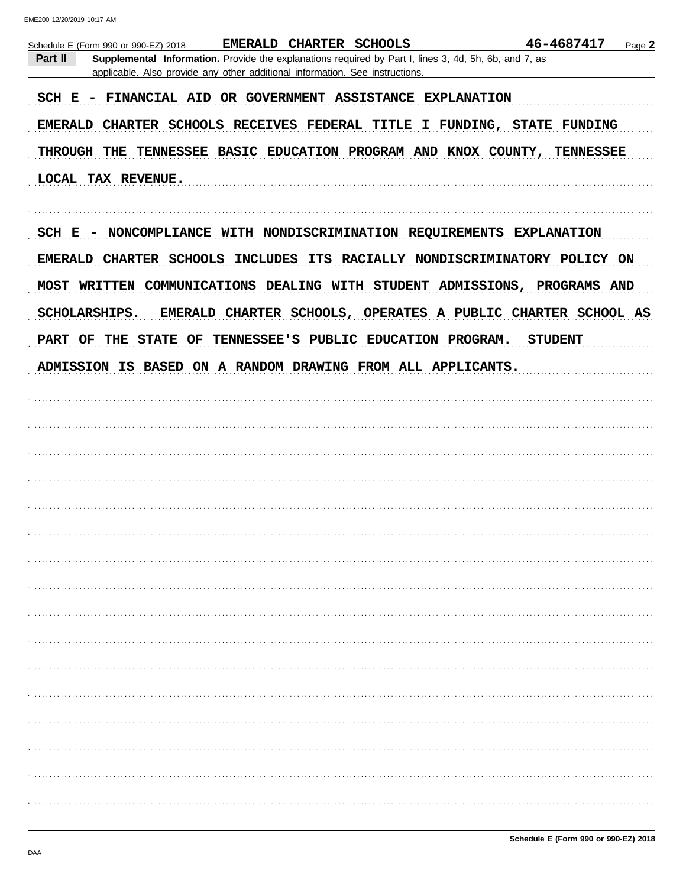Schedule E (Form 990 or 990-EZ) 2018 EMERALD CHARTER SCHOOLS 46-4687417

**Part II** **Supplemental Information.** Provide the explanations required by Part I, lines 3, 4d, 5h, 6b, and 7, as applicable. Also provide any other additional information. See instructions.

SCH E - FINANCIAL AID OR GOVERNMENT ASSISTANCE EXPLANATION

EMERALD CHARTER SCHOOLS RECEIVES FEDERAL TITLE I FUNDING, STATE FUNDING THROUGH THE TENNESSEE BASIC EDUCATION PROGRAM AND KNOX COUNTY, TENNESSEE LOCAL TAX REVENUE.

SCH E - NONCOMPLIANCE WITH NONDISCRIMINATION REQUIREMENTS EXPLANATION

EMERALD CHARTER SCHOOLS INCLUDES ITS RACIALLY NONDISCRIMINATORY POLICY ON MOST WRITTEN COMMUNICATIONS DEALING WITH STUDENT ADMISSIONS, PROGRAMS AND SCHOLARSHIPS. EMERALD CHARTER SCHOOLS, OPERATES A PUBLIC CHARTER SCHOOL AS PART OF THE STATE OF TENNESSEE'S PUBLIC EDUCATION PROGRAM. STUDENT ADMISSION IS BASED ON A RANDOM DRAWING FROM ALL APPLICANTS.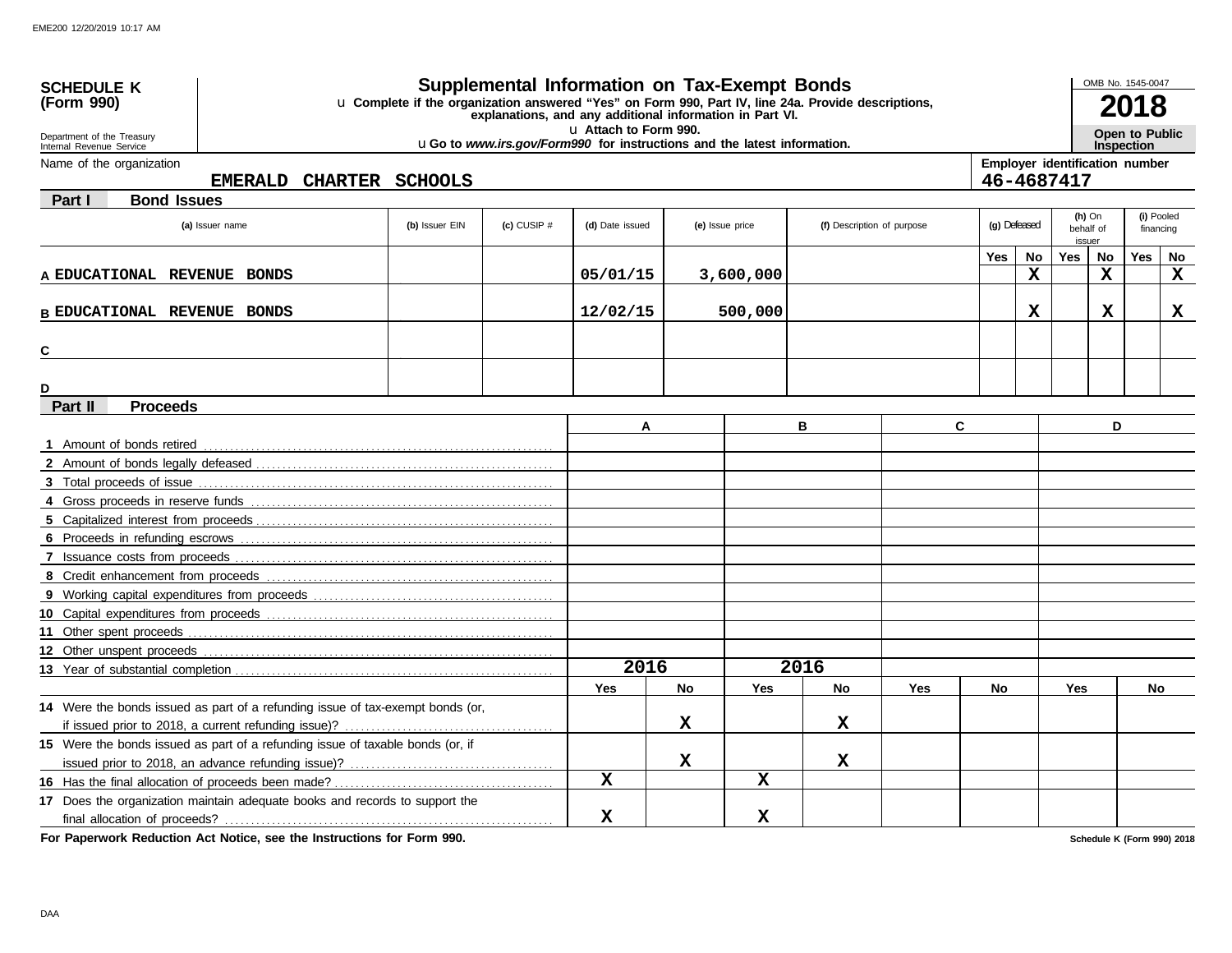**SCHEDULE K (Form 990)**

Department of the Treasury
Internal Revenue Service

# Supplemental Information on Tax-Exempt Bonds

u Complete if the organization answered "Yes" on Form 990, Part IV, line 24a. Provide descriptions, explanations, and any additional information in Part VI.
u Attach to Form 990.
u Go to *www.irs.gov/Form990* for instructions and the latest information.

OMB No. 1545-0047

**2018**

**Open to Public Inspection**

Name of the organization: EMERALD CHARTER SCHOOLS

Employer identification number: 46-4687417

## Part I Bond Issues

| | (a) Issuer name | (b) Issuer EIN | (c) CUSIP # | (d) Date issued | (e) Issue price | (f) Description of purpose | (g) Defeased Yes | (g) Defeased No | (h) On behalf of issuer Yes | (h) On behalf of issuer No | (i) Pooled financing Yes | (i) Pooled financing No |
|---|---|---|---|---|---|---|---|---|---|---|---|---|
| A | EDUCATIONAL REVENUE BONDS | | | 05/01/15 | 3,600,000 | | | X | | X | | X |
| B | EDUCATIONAL REVENUE BONDS | | | 12/02/15 | 500,000 | | | X | | X | | X |
| C | | | | | | | | | | | | |
| D | | | | | | | | | | | | |

## Part II Proceeds

| | A | | B | | C | | D | |
|---|---|---|---|---|---|---|---|---|
| 1 Amount of bonds retired | | | | | | | | |
| 2 Amount of bonds legally defeased | | | | | | | | |
| 3 Total proceeds of issue | | | | | | | | |
| 4 Gross proceeds in reserve funds | | | | | | | | |
| 5 Capitalized interest from proceeds | | | | | | | | |
| 6 Proceeds in refunding escrows | | | | | | | | |
| 7 Issuance costs from proceeds | | | | | | | | |
| 8 Credit enhancement from proceeds | | | | | | | | |
| 9 Working capital expenditures from proceeds | | | | | | | | |
| 10 Capital expenditures from proceeds | | | | | | | | |
| 11 Other spent proceeds | | | | | | | | |
| 12 Other unspent proceeds | | | | | | | | |
| 13 Year of substantial completion | 2016 | | 2016 | | | | | |
| | Yes | No | Yes | No | Yes | No | Yes | No |
| 14 Were the bonds issued as part of a refunding issue of tax-exempt bonds (or, if issued prior to 2018, a current refunding issue)? | | X | | X | | | | |
| 15 Were the bonds issued as part of a refunding issue of taxable bonds (or, if issued prior to 2018, an advance refunding issue)? | | X | | X | | | | |
| 16 Has the final allocation of proceeds been made? | X | | X | | | | | |
| 17 Does the organization maintain adequate books and records to support the final allocation of proceeds? | X | | X | | | | | |

**For Paperwork Reduction Act Notice, see the Instructions for Form 990.**

Schedule K (Form 990) 2018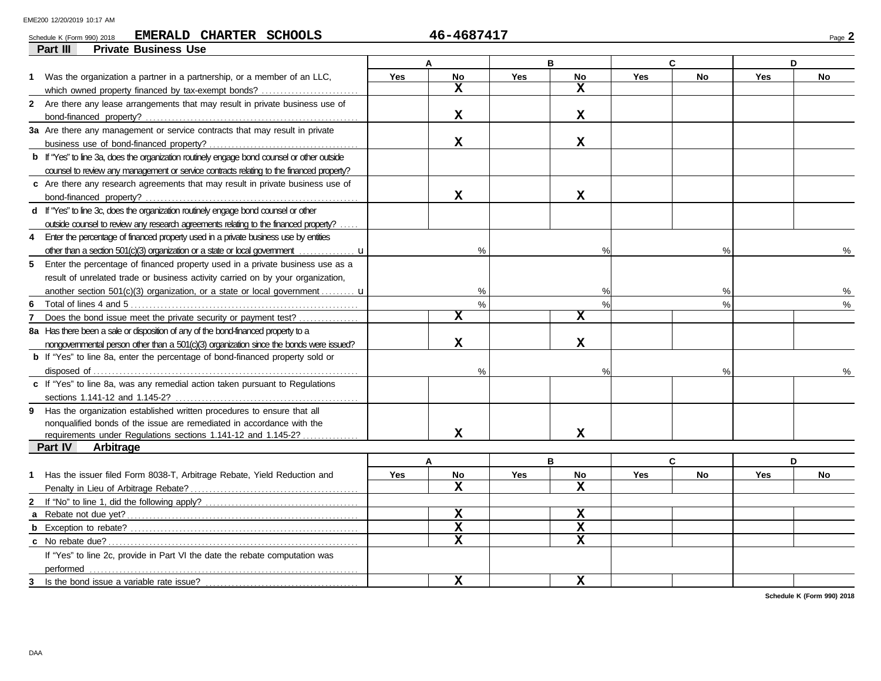Schedule K (Form 990) 2018 **EMERALD CHARTER SCHOOLS** **46-4687417**

## Part III Private Business Use

| | A | | B | | C | | D | |
|---|---|---|---|---|---|---|---|---|
| | Yes | No | Yes | No | Yes | No | Yes | No |
| **1** Was the organization a partner in a partnership, or a member of an LLC, which owned property financed by tax-exempt bonds? | | X | | X | | | | |
| **2** Are there any lease arrangements that may result in private business use of bond-financed property? | | X | | X | | | | |
| **3a** Are there any management or service contracts that may result in private business use of bond-financed property? | | X | | X | | | | |
| **b** If "Yes" to line 3a, does the organization routinely engage bond counsel or other outside counsel to review any management or service contracts relating to the financed property? | | | | | | | | |
| **c** Are there any research agreements that may result in private business use of bond-financed property? | | X | | X | | | | |
| **d** If "Yes" to line 3c, does the organization routinely engage bond counsel or other outside counsel to review any research agreements relating to the financed property? | | | | | | | | |
| **4** Enter the percentage of financed property used in a private business use by entities other than a section 501(c)(3) organization or a state or local government | | % | | % | | % | | % |
| **5** Enter the percentage of financed property used in a private business use as a result of unrelated trade or business activity carried on by your organization, another section 501(c)(3) organization, or a state or local government | | % | | % | | % | | % |
| **6** Total of lines 4 and 5 | | % | | % | | % | | % |
| **7** Does the bond issue meet the private security or payment test? | | X | | X | | | | |
| **8a** Has there been a sale or disposition of any of the bond-financed property to a nongovernmental person other than a 501(c)(3) organization since the bonds were issued? | | X | | X | | | | |
| **b** If "Yes" to line 8a, enter the percentage of bond-financed property sold or disposed of | | % | | % | | % | | % |
| **c** If "Yes" to line 8a, was any remedial action taken pursuant to Regulations sections 1.141-12 and 1.145-2? | | | | | | | | |
| **9** Has the organization established written procedures to ensure that all nonqualified bonds of the issue are remediated in accordance with the requirements under Regulations sections 1.141-12 and 1.145-2? | | X | | X | | | | |

## Part IV Arbitrage

| | A | | B | | C | | D | |
|---|---|---|---|---|---|---|---|---|
| | Yes | No | Yes | No | Yes | No | Yes | No |
| **1** Has the issuer filed Form 8038-T, Arbitrage Rebate, Yield Reduction and Penalty in Lieu of Arbitrage Rebate? | | X | | X | | | | |
| **2** If "No" to line 1, did the following apply? | | | | | | | | |
| **a** Rebate not due yet? | | X | | X | | | | |
| **b** Exception to rebate? | | X | | X | | | | |
| **c** No rebate due? | | X | | X | | | | |
| If "Yes" to line 2c, provide in Part VI the date the rebate computation was performed | | | | | | | | |
| **3** Is the bond issue a variable rate issue? | | X | | X | | | | |

**Schedule K (Form 990) 2018**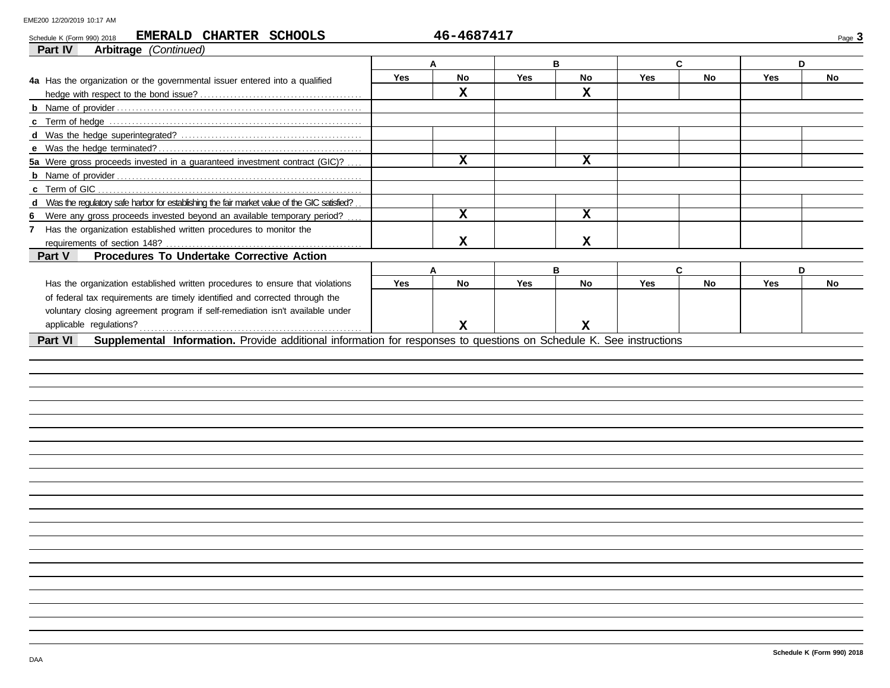Schedule K (Form 990) 2018 **EMERALD CHARTER SCHOOLS** **46-4687417**

## Part IV Arbitrage *(Continued)*

| | A | | B | | C | | D | |
|---|---|---|---|---|---|---|---|---|
| | Yes | No | Yes | No | Yes | No | Yes | No |
| **4a** Has the organization or the governmental issuer entered into a qualified hedge with respect to the bond issue? | | X | | X | | | | |
| **b** Name of provider | | | | | | | | |
| **c** Term of hedge | | | | | | | | |
| **d** Was the hedge superintegrated? | | | | | | | | |
| **e** Was the hedge terminated? | | | | | | | | |
| **5a** Were gross proceeds invested in a guaranteed investment contract (GIC)? | | X | | X | | | | |
| **b** Name of provider | | | | | | | | |
| **c** Term of GIC | | | | | | | | |
| **d** Was the regulatory safe harbor for establishing the fair market value of the GIC satisfied? | | | | | | | | |
| **6** Were any gross proceeds invested beyond an available temporary period? | | X | | X | | | | |
| **7** Has the organization established written procedures to monitor the requirements of section 148? | | X | | X | | | | |

## Part V Procedures To Undertake Corrective Action

| | A | | B | | C | | D | |
|---|---|---|---|---|---|---|---|---|
| | Yes | No | Yes | No | Yes | No | Yes | No |
| Has the organization established written procedures to ensure that violations of federal tax requirements are timely identified and corrected through the voluntary closing agreement program if self-remediation isn't available under applicable regulations? | | X | | X | | | | |

## Part VI Supplemental Information. Provide additional information for responses to questions on Schedule K. See instructions

Schedule K (Form 990) 2018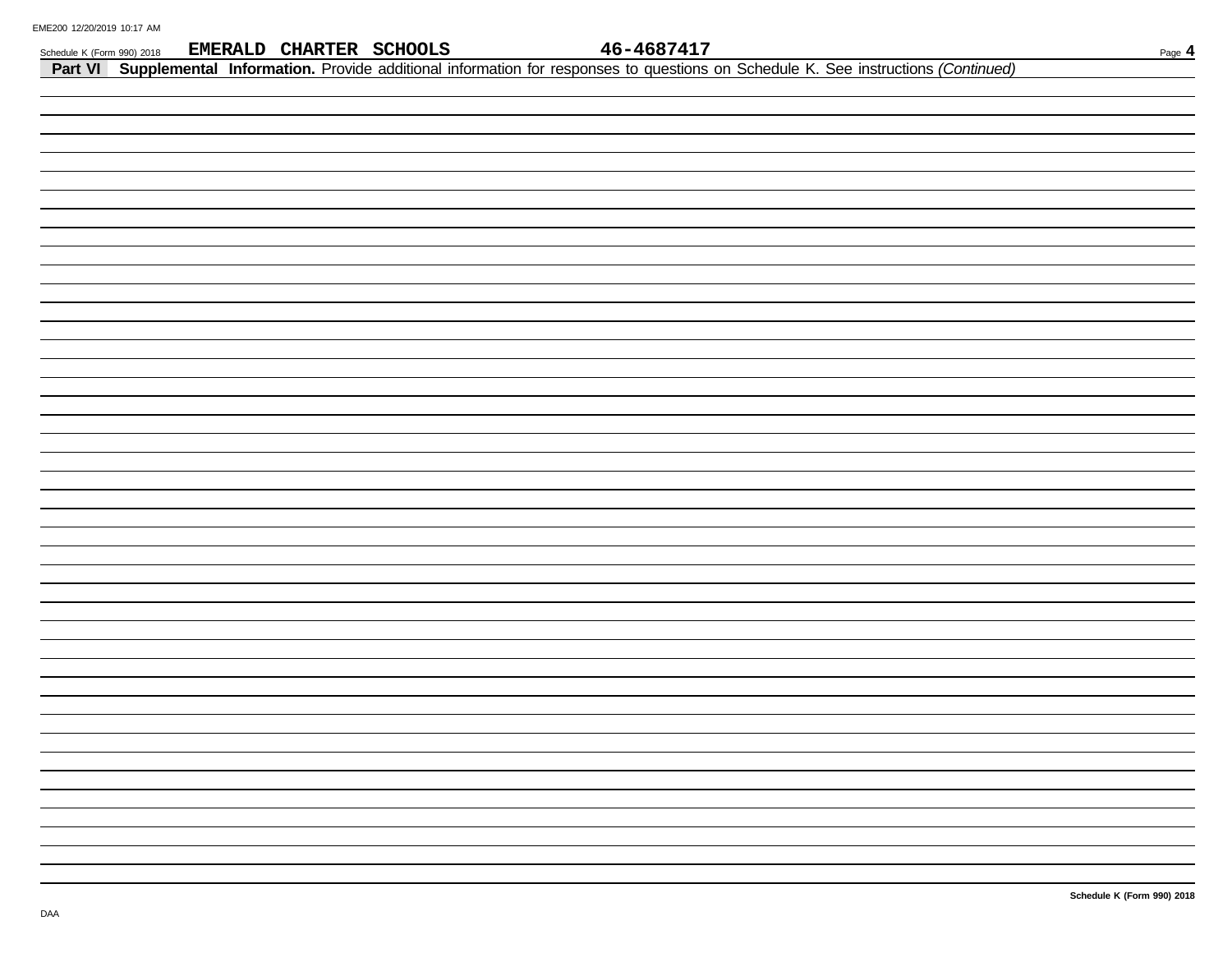Schedule K (Form 990) 2018 **EMERALD CHARTER SCHOOLS** **46-4687417**

**Part VI Supplemental Information.** Provide additional information for responses to questions on Schedule K. See instructions *(Continued)*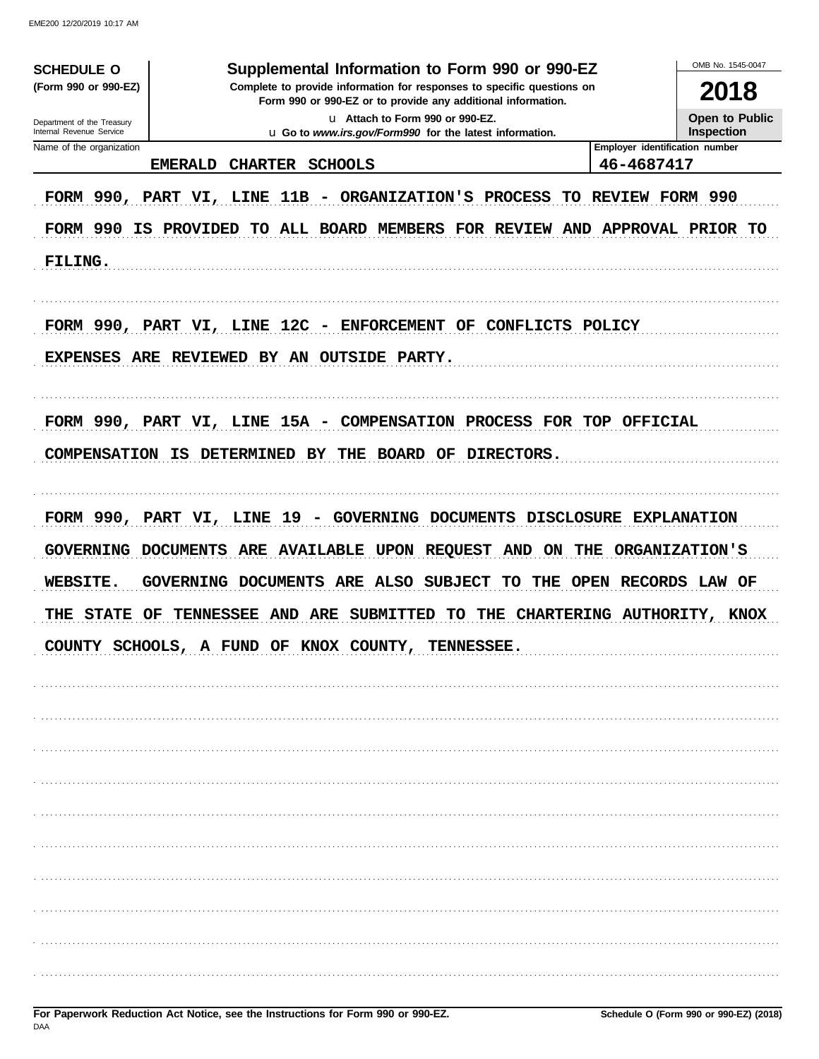**SCHEDULE O** (Form 990 or 990-EZ)

Department of the Treasury
Internal Revenue Service

# Supplemental Information to Form 990 or 990-EZ

**Complete to provide information for responses to specific questions on Form 990 or 990-EZ or to provide any additional information.**

u Attach to Form 990 or 990-EZ.

u Go to *www.irs.gov/Form990* for the latest information.

OMB No. 1545-0047

**2018**

**Open to Public Inspection**

| Name of the organization | Employer identification number |
|---|---|
| EMERALD CHARTER SCHOOLS | 46-4687417 |

FORM 990, PART VI, LINE 11B - ORGANIZATION'S PROCESS TO REVIEW FORM 990

FORM 990 IS PROVIDED TO ALL BOARD MEMBERS FOR REVIEW AND APPROVAL PRIOR TO FILING.

FORM 990, PART VI, LINE 12C - ENFORCEMENT OF CONFLICTS POLICY

EXPENSES ARE REVIEWED BY AN OUTSIDE PARTY.

FORM 990, PART VI, LINE 15A - COMPENSATION PROCESS FOR TOP OFFICIAL

COMPENSATION IS DETERMINED BY THE BOARD OF DIRECTORS.

FORM 990, PART VI, LINE 19 - GOVERNING DOCUMENTS DISCLOSURE EXPLANATION

GOVERNING DOCUMENTS ARE AVAILABLE UPON REQUEST AND ON THE ORGANIZATION'S WEBSITE. GOVERNING DOCUMENTS ARE ALSO SUBJECT TO THE OPEN RECORDS LAW OF THE STATE OF TENNESSEE AND ARE SUBMITTED TO THE CHARTERING AUTHORITY, KNOX COUNTY SCHOOLS, A FUND OF KNOX COUNTY, TENNESSEE.

**For Paperwork Reduction Act Notice, see the Instructions for Form 990 or 990-EZ.**

**Schedule O (Form 990 or 990-EZ) (2018)**

DAA